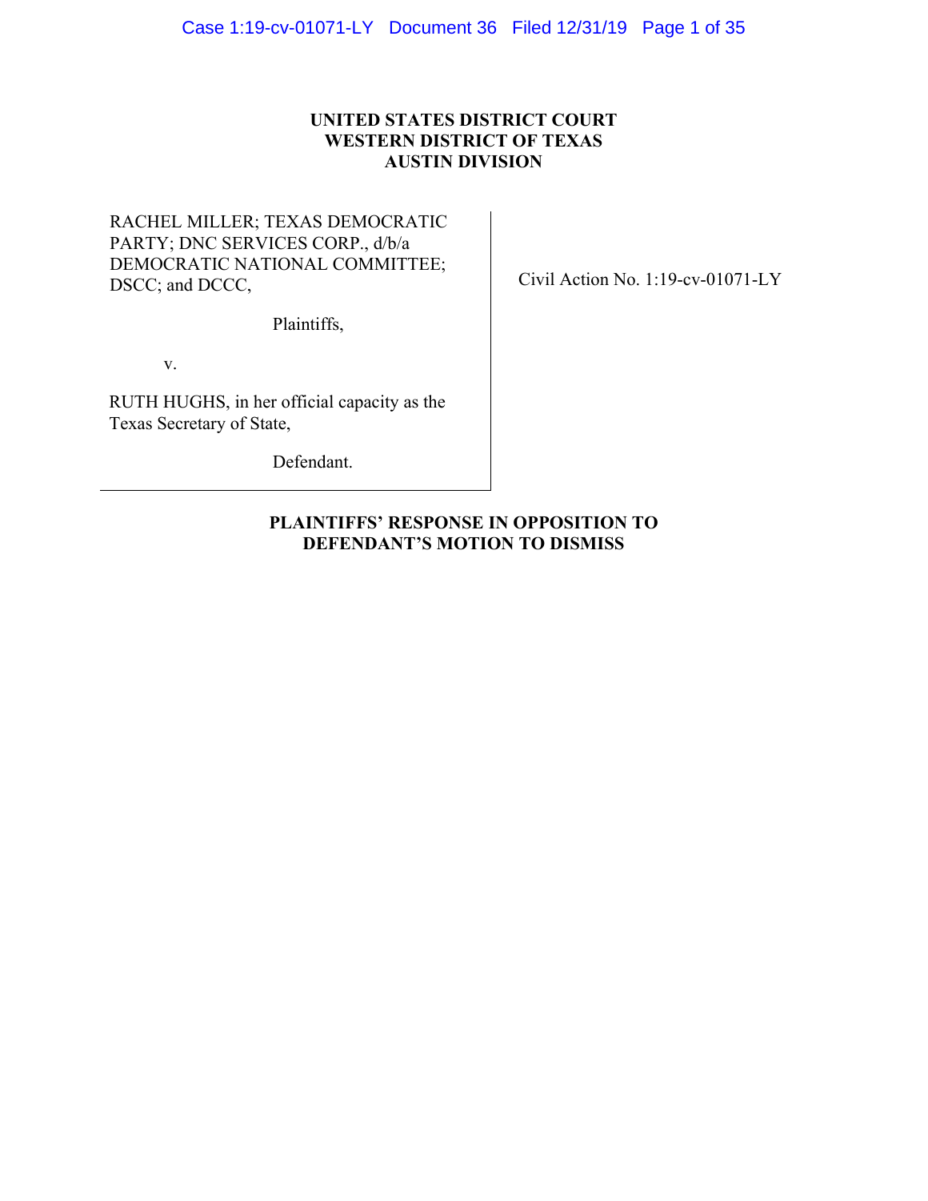**UNITED STATES DISTRICT COURT**
**WESTERN DISTRICT OF TEXAS**
**AUSTIN DIVISION**

| | |
|---|---|
| RACHEL MILLER; TEXAS DEMOCRATIC PARTY; DNC SERVICES CORP., d/b/a DEMOCRATIC NATIONAL COMMITTEE; DSCC; and DCCC,<br><br>Plaintiffs,<br><br>v.<br><br>RUTH HUGHS, in her official capacity as the Texas Secretary of State,<br><br>Defendant. | Civil Action No. 1:19-cv-01071-LY |

**PLAINTIFFS' RESPONSE IN OPPOSITION TO DEFENDANT'S MOTION TO DISMISS**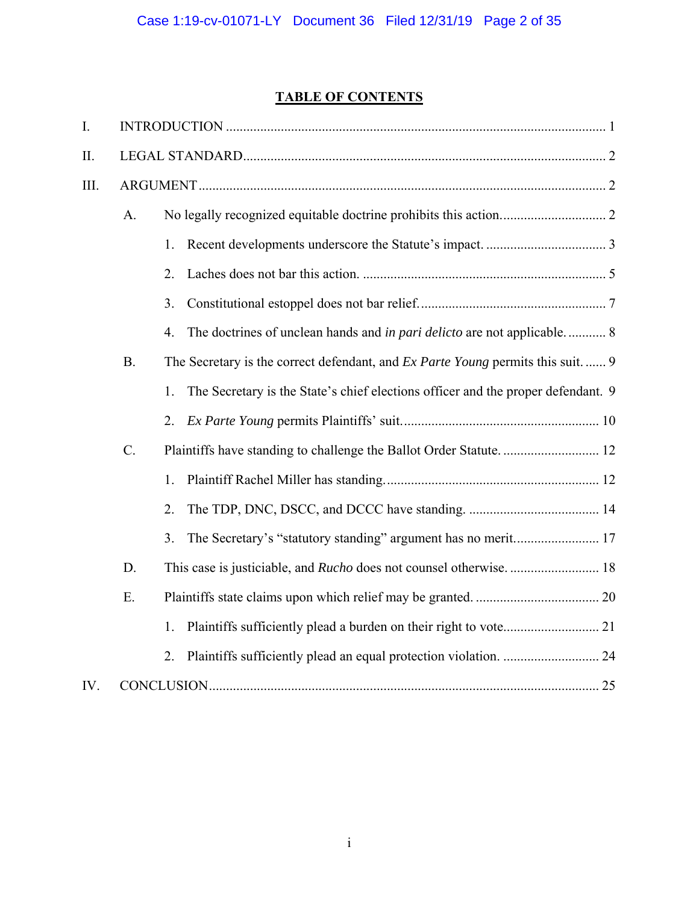## TABLE OF CONTENTS

I. INTRODUCTION ............................................................................................................ 1

II. LEGAL STANDARD......................................................................................................... 2

III. ARGUMENT ..................................................................................................................... 2

- A. No legally recognized equitable doctrine prohibits this action. ............................. 2
  - 1. Recent developments underscore the Statute's impact. .................................. 3
  - 2. Laches does not bar this action. ...................................................................... 5
  - 3. Constitutional estoppel does not bar relief. ..................................................... 7
  - 4. The doctrines of unclean hands and *in pari delicto* are not applicable. ........... 8
- B. The Secretary is the correct defendant, and *Ex Parte Young* permits this suit. ...... 9
  - 1. The Secretary is the State's chief elections officer and the proper defendant. 9
  - 2. *Ex Parte Young* permits Plaintiffs' suit. ......................................................... 10
- C. Plaintiffs have standing to challenge the Ballot Order Statute. ............................ 12
  - 1. Plaintiff Rachel Miller has standing. ............................................................. 12
  - 2. The TDP, DNC, DSCC, and DCCC have standing. ..................................... 14
  - 3. The Secretary's "statutory standing" argument has no merit. ........................ 17
- D. This case is justiciable, and *Rucho* does not counsel otherwise. .......................... 18
- E. Plaintiffs state claims upon which relief may be granted. ................................... 20
  - 1. Plaintiffs sufficiently plead a burden on their right to vote. .......................... 21
  - 2. Plaintiffs sufficiently plead an equal protection violation. ............................ 24

IV. CONCLUSION ................................................................................................................ 25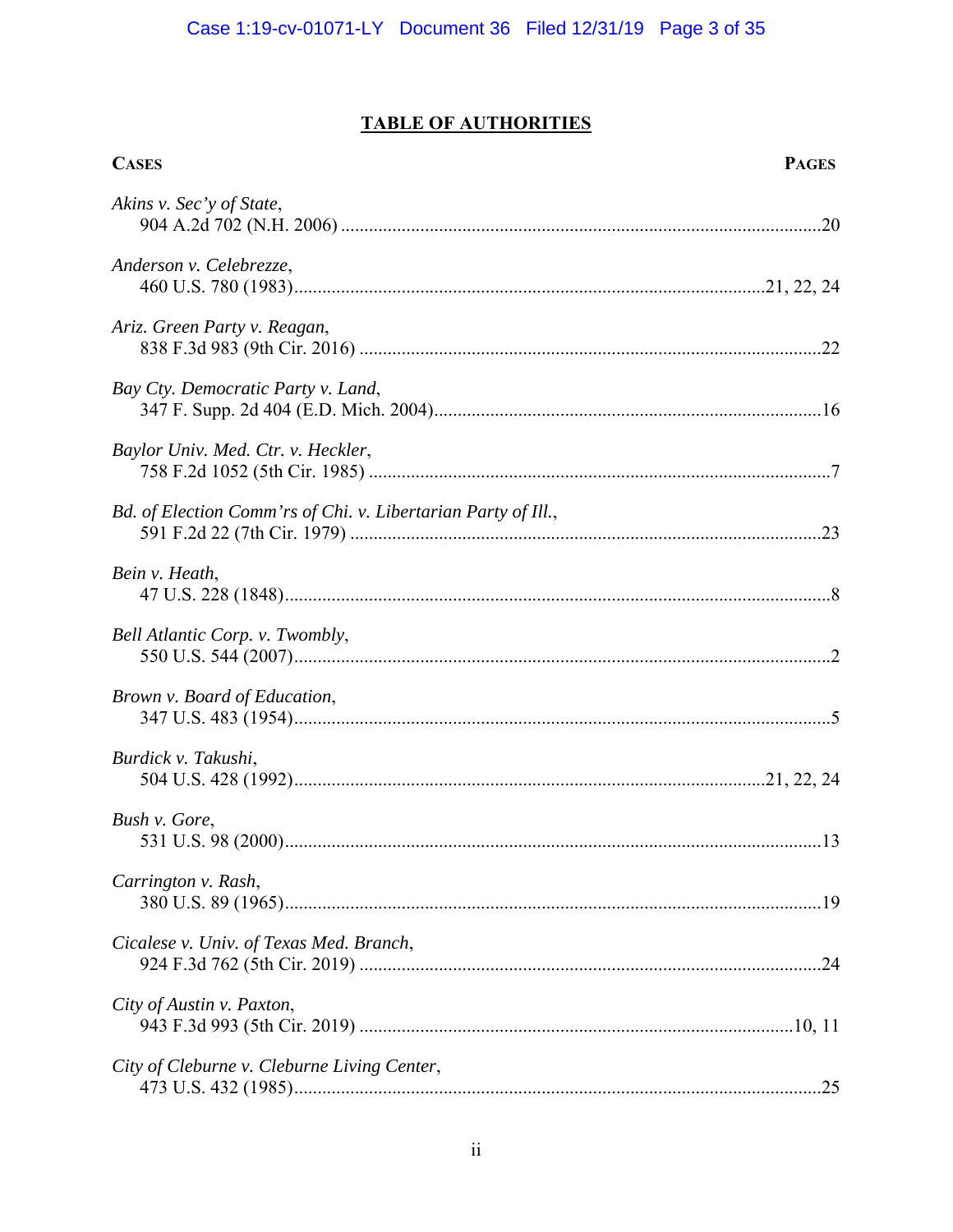## TABLE OF AUTHORITIES

| CASES | PAGES |
|---|---|
| *Akins v. Sec'y of State*, 904 A.2d 702 (N.H. 2006) | 20 |
| *Anderson v. Celebrezze*, 460 U.S. 780 (1983) | 21, 22, 24 |
| *Ariz. Green Party v. Reagan*, 838 F.3d 983 (9th Cir. 2016) | 22 |
| *Bay Cty. Democratic Party v. Land*, 347 F. Supp. 2d 404 (E.D. Mich. 2004) | 16 |
| *Baylor Univ. Med. Ctr. v. Heckler*, 758 F.2d 1052 (5th Cir. 1985) | 7 |
| *Bd. of Election Comm'rs of Chi. v. Libertarian Party of Ill.*, 591 F.2d 22 (7th Cir. 1979) | 23 |
| *Bein v. Heath*, 47 U.S. 228 (1848) | 8 |
| *Bell Atlantic Corp. v. Twombly*, 550 U.S. 544 (2007) | 2 |
| *Brown v. Board of Education*, 347 U.S. 483 (1954) | 5 |
| *Burdick v. Takushi*, 504 U.S. 428 (1992) | 21, 22, 24 |
| *Bush v. Gore*, 531 U.S. 98 (2000) | 13 |
| *Carrington v. Rash*, 380 U.S. 89 (1965) | 19 |
| *Cicalese v. Univ. of Texas Med. Branch*, 924 F.3d 762 (5th Cir. 2019) | 24 |
| *City of Austin v. Paxton*, 943 F.3d 993 (5th Cir. 2019) | 10, 11 |
| *City of Cleburne v. Cleburne Living Center*, 473 U.S. 432 (1985) | 25 |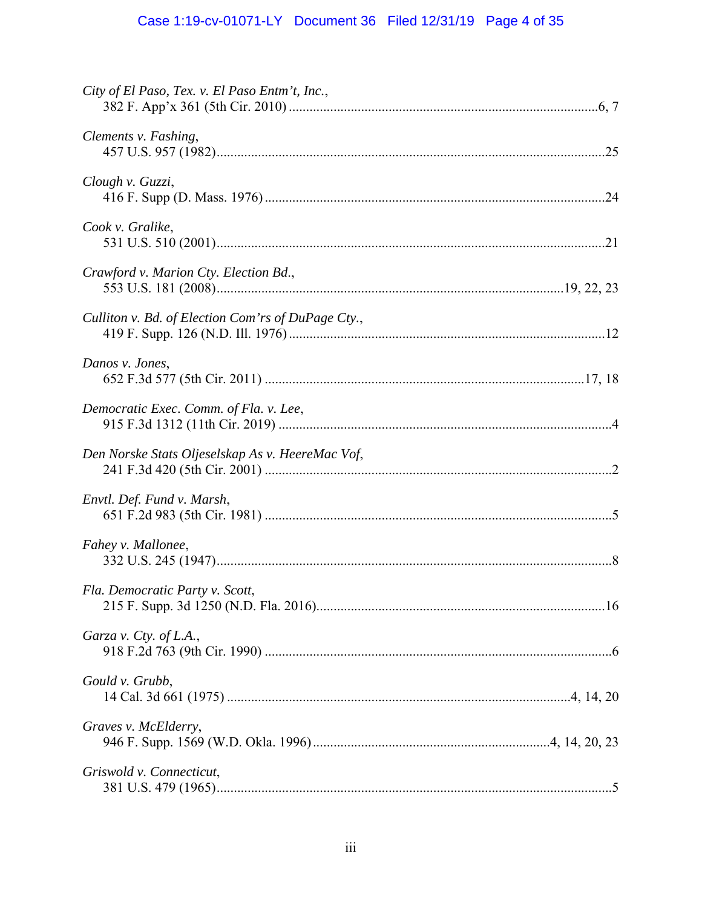*City of El Paso, Tex. v. El Paso Entm't, Inc.*,
382 F. App'x 361 (5th Cir. 2010) ....................................................................................6, 7

*Clements v. Fashing*,
457 U.S. 957 (1982)..................................................................................................................25

*Clough v. Guzzi*,
416 F. Supp (D. Mass. 1976) ...................................................................................................24

*Cook v. Gralike*,
531 U.S. 510 (2001)..................................................................................................................21

*Crawford v. Marion Cty. Election Bd.*,
553 U.S. 181 (2008)..................................................................................................19, 22, 23

*Culliton v. Bd. of Election Com'rs of DuPage Cty.*,
419 F. Supp. 126 (N.D. Ill. 1976) ............................................................................................12

*Danos v. Jones*,
652 F.3d 577 (5th Cir. 2011) ...............................................................................................17, 18

*Democratic Exec. Comm. of Fla. v. Lee*,
915 F.3d 1312 (11th Cir. 2019) ..................................................................................................4

*Den Norske Stats Oljeselskap As v. HeereMac Vof*,
241 F.3d 420 (5th Cir. 2001) ......................................................................................................2

*Envtl. Def. Fund v. Marsh*,
651 F.2d 983 (5th Cir. 1981) ......................................................................................................5

*Fahey v. Mallonee*,
332 U.S. 245 (1947)....................................................................................................................8

*Fla. Democratic Party v. Scott*,
215 F. Supp. 3d 1250 (N.D. Fla. 2016)....................................................................................16

*Garza v. Cty. of L.A.*,
918 F.2d 763 (9th Cir. 1990) ......................................................................................................6

*Gould v. Grubb*,
14 Cal. 3d 661 (1975) ....................................................................................................4, 14, 20

*Graves v. McElderry*,
946 F. Supp. 1569 (W.D. Okla. 1996) ...................................................................4, 14, 20, 23

*Griswold v. Connecticut*,
381 U.S. 479 (1965)....................................................................................................................5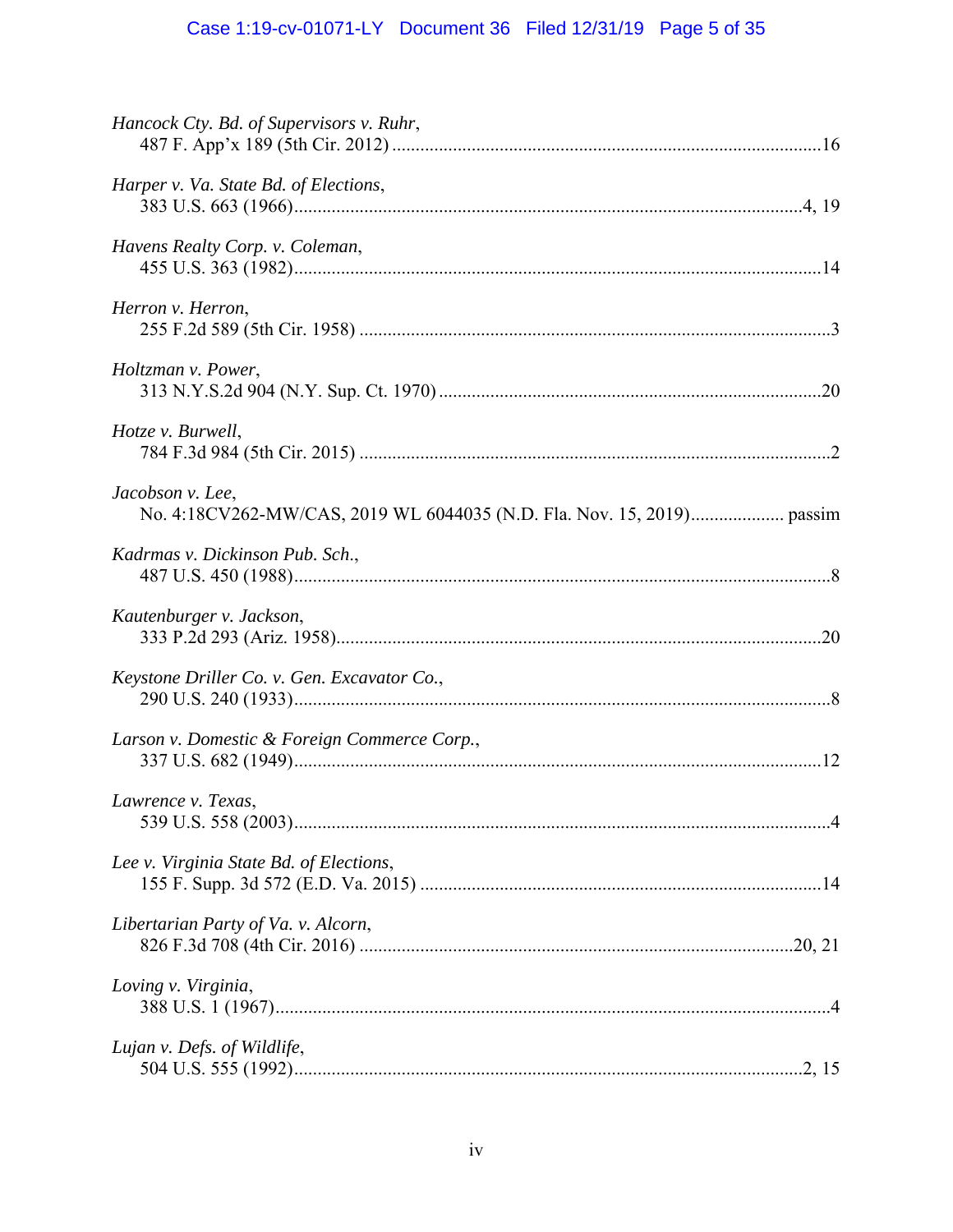*Hancock Cty. Bd. of Supervisors v. Ruhr*,
487 F. App'x 189 (5th Cir. 2012) ............................................................................................16

*Harper v. Va. State Bd. of Elections*,
383 U.S. 663 (1966)..............................................................................................................4, 19

*Havens Realty Corp. v. Coleman*,
455 U.S. 363 (1982)..................................................................................................................14

*Herron v. Herron*,
255 F.2d 589 (5th Cir. 1958) .....................................................................................................3

*Holtzman v. Power*,
313 N.Y.S.2d 904 (N.Y. Sup. Ct. 1970) ..................................................................................20

*Hotze v. Burwell*,
784 F.3d 984 (5th Cir. 2015) .....................................................................................................2

*Jacobson v. Lee*,
No. 4:18CV262-MW/CAS, 2019 WL 6044035 (N.D. Fla. Nov. 15, 2019).................... passim

*Kadrmas v. Dickinson Pub. Sch.*,
487 U.S. 450 (1988)....................................................................................................................8

*Kautenburger v. Jackson*,
333 P.2d 293 (Ariz. 1958).........................................................................................................20

*Keystone Driller Co. v. Gen. Excavator Co.*,
290 U.S. 240 (1933)....................................................................................................................8

*Larson v. Domestic & Foreign Commerce Corp.*,
337 U.S. 682 (1949)..................................................................................................................12

*Lawrence v. Texas*,
539 U.S. 558 (2003)....................................................................................................................4

*Lee v. Virginia State Bd. of Elections*,
155 F. Supp. 3d 572 (E.D. Va. 2015) ......................................................................................14

*Libertarian Party of Va. v. Alcorn*,
826 F.3d 708 (4th Cir. 2016) .............................................................................................20, 21

*Loving v. Virginia*,
388 U.S. 1 (1967)........................................................................................................................4

*Lujan v. Defs. of Wildlife*,
504 U.S. 555 (1992)..............................................................................................................2, 15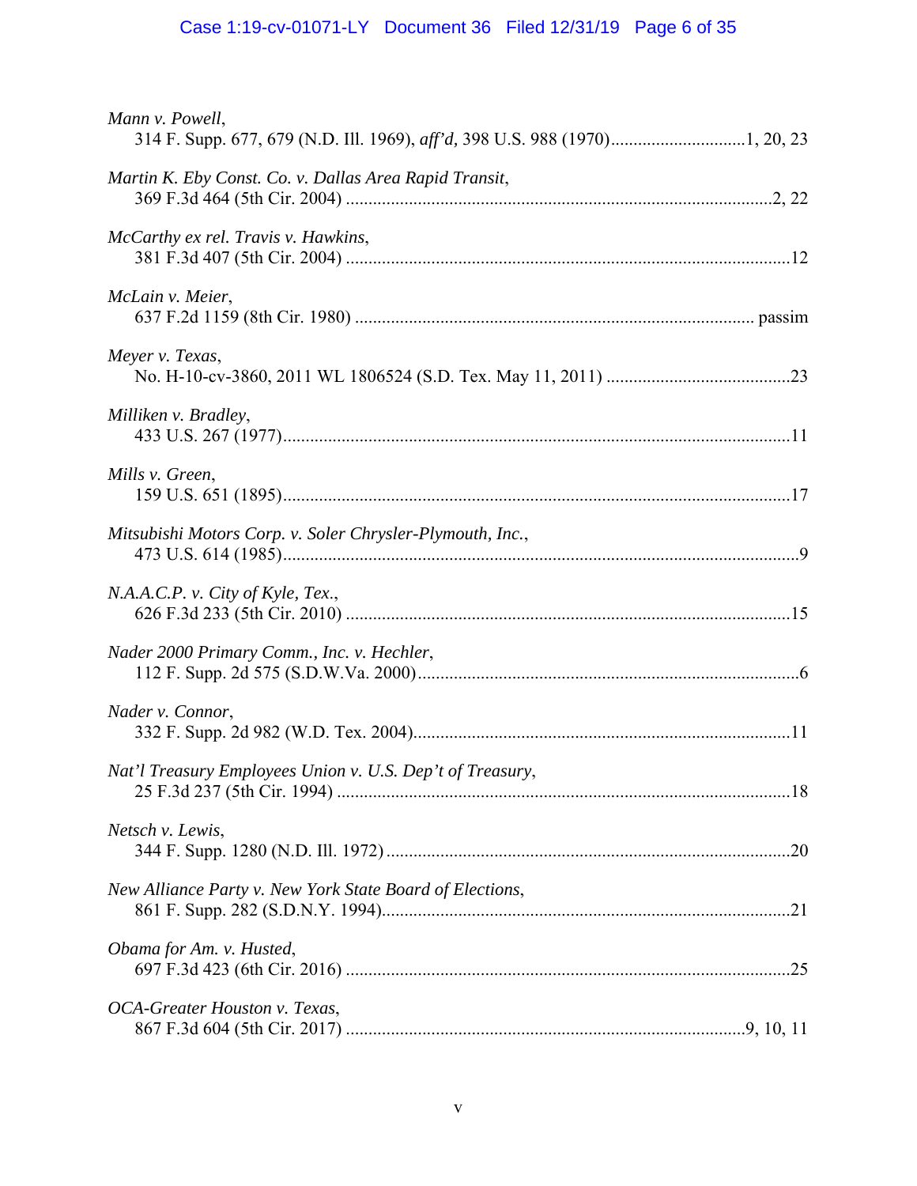*Mann v. Powell*,
314 F. Supp. 677, 679 (N.D. Ill. 1969), *aff'd*, 398 U.S. 988 (1970)..............................1, 20, 23

*Martin K. Eby Const. Co. v. Dallas Area Rapid Transit*,
369 F.3d 464 (5th Cir. 2004) ...............................................................................................2, 22

*McCarthy ex rel. Travis v. Hawkins*,
381 F.3d 407 (5th Cir. 2004) ...................................................................................................12

*McLain v. Meier*,
637 F.2d 1159 (8th Cir. 1980) ......................................................................................... passim

*Meyer v. Texas*,
No. H-10-cv-3860, 2011 WL 1806524 (S.D. Tex. May 11, 2011) .........................................23

*Milliken v. Bradley*,
433 U.S. 267 (1977).................................................................................................................11

*Mills v. Green*,
159 U.S. 651 (1895).................................................................................................................17

*Mitsubishi Motors Corp. v. Soler Chrysler-Plymouth, Inc.*,
473 U.S. 614 (1985)...................................................................................................................9

*N.A.A.C.P. v. City of Kyle, Tex.*,
626 F.3d 233 (5th Cir. 2010) ...................................................................................................15

*Nader 2000 Primary Comm., Inc. v. Hechler*,
112 F. Supp. 2d 575 (S.D.W.Va. 2000).....................................................................................6

*Nader v. Connor*,
332 F. Supp. 2d 982 (W.D. Tex. 2004)....................................................................................11

*Nat'l Treasury Employees Union v. U.S. Dep't of Treasury*,
25 F.3d 237 (5th Cir. 1994) .....................................................................................................18

*Netsch v. Lewis*,
344 F. Supp. 1280 (N.D. Ill. 1972) ..........................................................................................20

*New Alliance Party v. New York State Board of Elections*,
861 F. Supp. 282 (S.D.N.Y. 1994)...........................................................................................21

*Obama for Am. v. Husted*,
697 F.3d 423 (6th Cir. 2016) ...................................................................................................25

*OCA-Greater Houston v. Texas*,
867 F.3d 604 (5th Cir. 2017) .......................................................................................9, 10, 11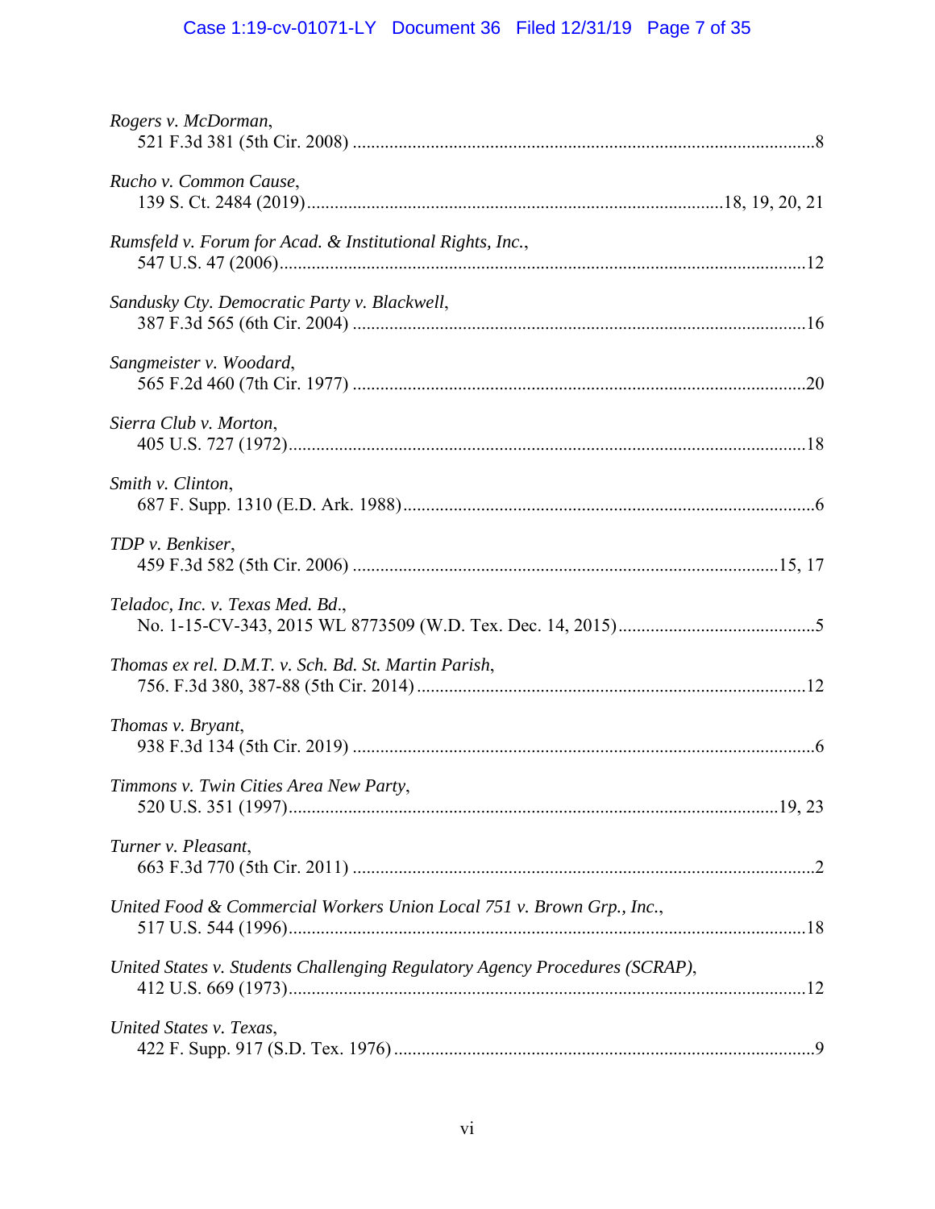*Rogers v. McDorman*,
521 F.3d 381 (5th Cir. 2008) ....................................................................................................8

*Rucho v. Common Cause*,
139 S. Ct. 2484 (2019)........................................................................................18, 19, 20, 21

*Rumsfeld v. Forum for Acad. & Institutional Rights, Inc.*,
547 U.S. 47 (2006)..................................................................................................................12

*Sandusky Cty. Democratic Party v. Blackwell*,
387 F.3d 565 (6th Cir. 2004) ..................................................................................................16

*Sangmeister v. Woodard*,
565 F.2d 460 (7th Cir. 1977) ..................................................................................................20

*Sierra Club v. Morton*,
405 U.S. 727 (1972)................................................................................................................18

*Smith v. Clinton*,
687 F. Supp. 1310 (E.D. Ark. 1988).........................................................................................6

*TDP v. Benkiser*,
459 F.3d 582 (5th Cir. 2006) ............................................................................................15, 17

*Teladoc, Inc. v. Texas Med. Bd.*,
No. 1-15-CV-343, 2015 WL 8773509 (W.D. Tex. Dec. 14, 2015)...........................................5

*Thomas ex rel. D.M.T. v. Sch. Bd. St. Martin Parish*,
756. F.3d 380, 387-88 (5th Cir. 2014)...................................................................................12

*Thomas v. Bryant*,
938 F.3d 134 (5th Cir. 2019) ....................................................................................................6

*Timmons v. Twin Cities Area New Party*,
520 U.S. 351 (1997)..........................................................................................................19, 23

*Turner v. Pleasant*,
663 F.3d 770 (5th Cir. 2011) ....................................................................................................2

*United Food & Commercial Workers Union Local 751 v. Brown Grp., Inc.*,
517 U.S. 544 (1996)................................................................................................................18

*United States v. Students Challenging Regulatory Agency Procedures (SCRAP)*,
412 U.S. 669 (1973)................................................................................................................12

*United States v. Texas*,
422 F. Supp. 917 (S.D. Tex. 1976)...........................................................................................9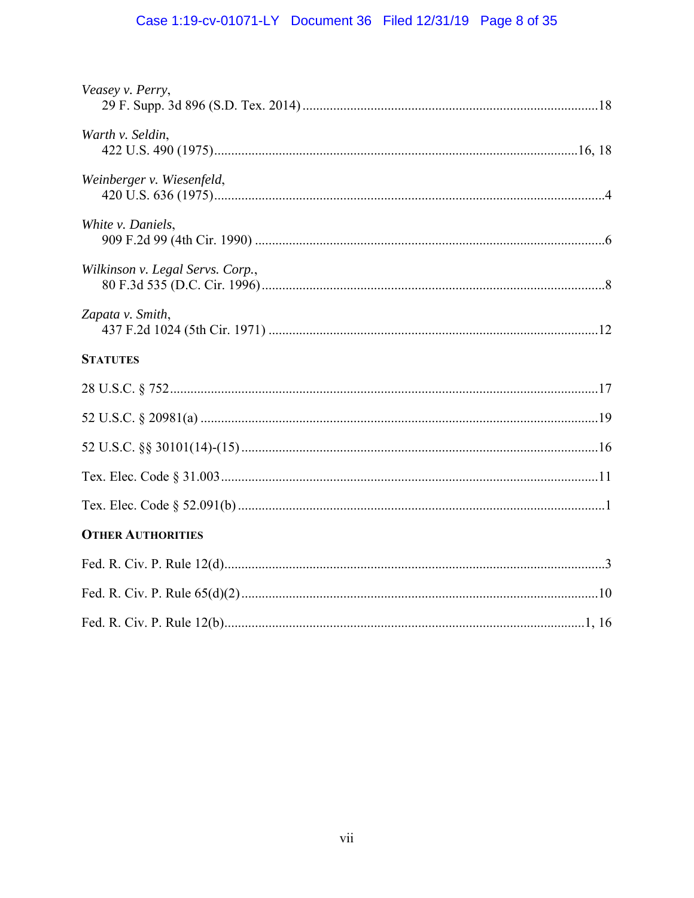*Veasey v. Perry*,
29 F. Supp. 3d 896 (S.D. Tex. 2014) ....................................................................................18

*Warth v. Seldin*,
422 U.S. 490 (1975)........................................................................................................16, 18

*Weinberger v. Wiesenfeld*,
420 U.S. 636 (1975)..................................................................................................................4

*White v. Daniels*,
909 F.2d 99 (4th Cir. 1990) ......................................................................................................6

*Wilkinson v. Legal Servs. Corp.*,
80 F.3d 535 (D.C. Cir. 1996)....................................................................................................8

*Zapata v. Smith*,
437 F.2d 1024 (5th Cir. 1971) ................................................................................................12

**STATUTES**

28 U.S.C. § 752.............................................................................................................................17

52 U.S.C. § 20981(a) ....................................................................................................................19

52 U.S.C. §§ 30101(14)-(15) ........................................................................................................16

Tex. Elec. Code § 31.003..............................................................................................................11

Tex. Elec. Code § 52.091(b) ...........................................................................................................1

**OTHER AUTHORITIES**

Fed. R. Civ. P. Rule 12(d)...............................................................................................................3

Fed. R. Civ. P. Rule 65(d)(2) ........................................................................................................10

Fed. R. Civ. P. Rule 12(b)..........................................................................................................1, 16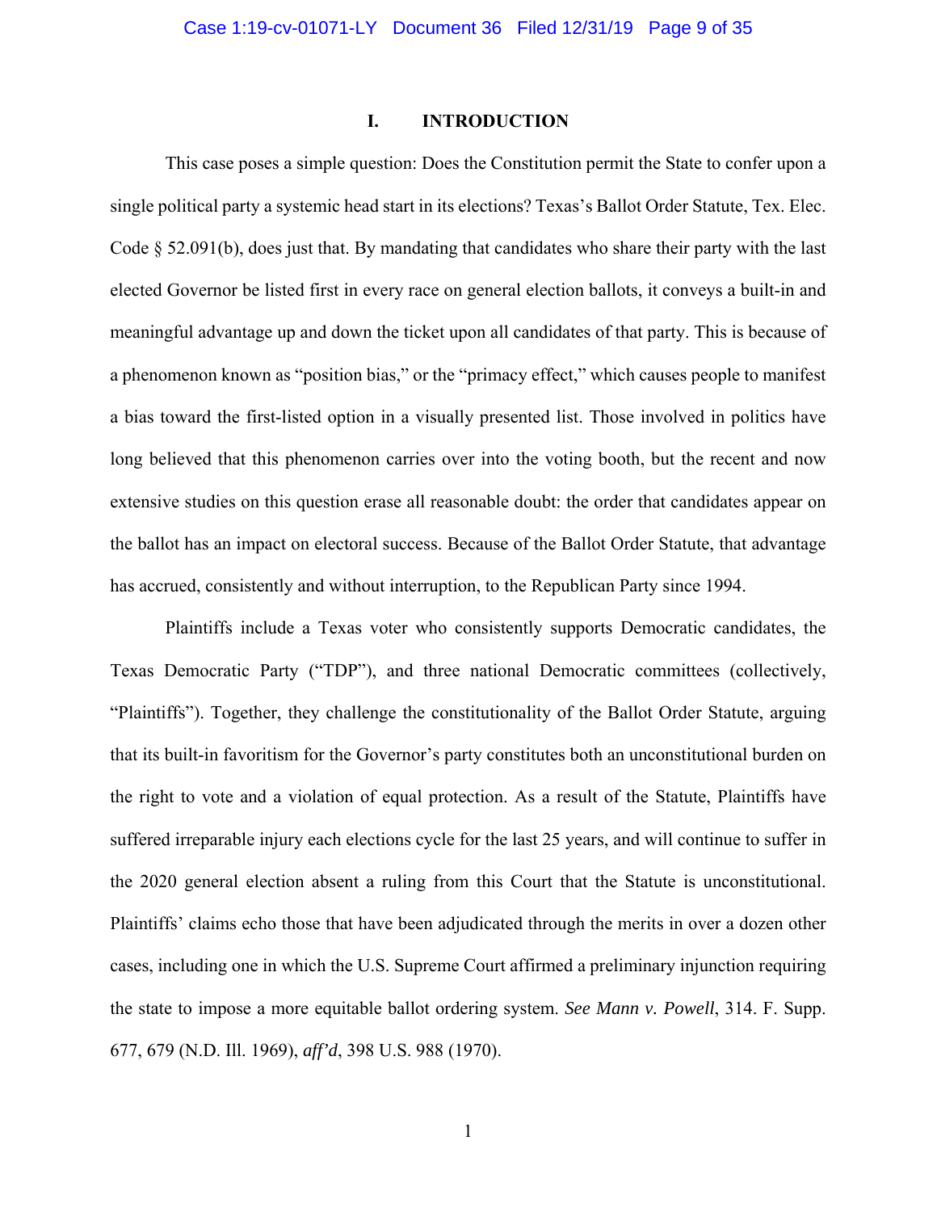# I. INTRODUCTION

This case poses a simple question: Does the Constitution permit the State to confer upon a single political party a systemic head start in its elections? Texas's Ballot Order Statute, Tex. Elec. Code § 52.091(b), does just that. By mandating that candidates who share their party with the last elected Governor be listed first in every race on general election ballots, it conveys a built-in and meaningful advantage up and down the ticket upon all candidates of that party. This is because of a phenomenon known as "position bias," or the "primacy effect," which causes people to manifest a bias toward the first-listed option in a visually presented list. Those involved in politics have long believed that this phenomenon carries over into the voting booth, but the recent and now extensive studies on this question erase all reasonable doubt: the order that candidates appear on the ballot has an impact on electoral success. Because of the Ballot Order Statute, that advantage has accrued, consistently and without interruption, to the Republican Party since 1994.

Plaintiffs include a Texas voter who consistently supports Democratic candidates, the Texas Democratic Party ("TDP"), and three national Democratic committees (collectively, "Plaintiffs"). Together, they challenge the constitutionality of the Ballot Order Statute, arguing that its built-in favoritism for the Governor's party constitutes both an unconstitutional burden on the right to vote and a violation of equal protection. As a result of the Statute, Plaintiffs have suffered irreparable injury each elections cycle for the last 25 years, and will continue to suffer in the 2020 general election absent a ruling from this Court that the Statute is unconstitutional. Plaintiffs' claims echo those that have been adjudicated through the merits in over a dozen other cases, including one in which the U.S. Supreme Court affirmed a preliminary injunction requiring the state to impose a more equitable ballot ordering system. *See Mann v. Powell*, 314. F. Supp. 677, 679 (N.D. Ill. 1969), *aff'd*, 398 U.S. 988 (1970).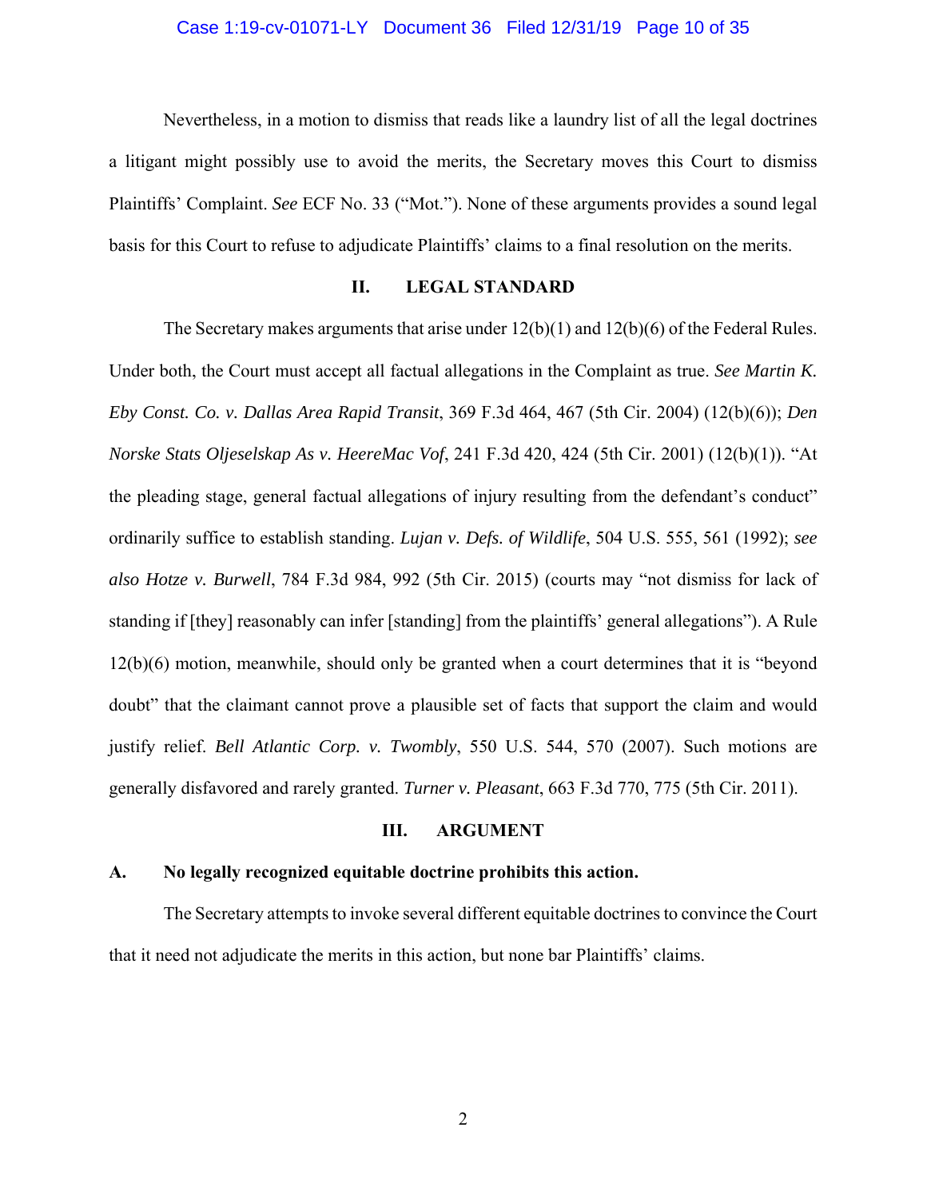Nevertheless, in a motion to dismiss that reads like a laundry list of all the legal doctrines a litigant might possibly use to avoid the merits, the Secretary moves this Court to dismiss Plaintiffs' Complaint. *See* ECF No. 33 ("Mot."). None of these arguments provides a sound legal basis for this Court to refuse to adjudicate Plaintiffs' claims to a final resolution on the merits.

## II. LEGAL STANDARD

The Secretary makes arguments that arise under 12(b)(1) and 12(b)(6) of the Federal Rules. Under both, the Court must accept all factual allegations in the Complaint as true. *See Martin K. Eby Const. Co. v. Dallas Area Rapid Transit*, 369 F.3d 464, 467 (5th Cir. 2004) (12(b)(6)); *Den Norske Stats Oljeselskap As v. HeereMac Vof*, 241 F.3d 420, 424 (5th Cir. 2001) (12(b)(1)). "At the pleading stage, general factual allegations of injury resulting from the defendant's conduct" ordinarily suffice to establish standing. *Lujan v. Defs. of Wildlife*, 504 U.S. 555, 561 (1992); *see also Hotze v. Burwell*, 784 F.3d 984, 992 (5th Cir. 2015) (courts may "not dismiss for lack of standing if [they] reasonably can infer [standing] from the plaintiffs' general allegations"). A Rule 12(b)(6) motion, meanwhile, should only be granted when a court determines that it is "beyond doubt" that the claimant cannot prove a plausible set of facts that support the claim and would justify relief. *Bell Atlantic Corp. v. Twombly*, 550 U.S. 544, 570 (2007). Such motions are generally disfavored and rarely granted. *Turner v. Pleasant*, 663 F.3d 770, 775 (5th Cir. 2011).

## III. ARGUMENT

### A. No legally recognized equitable doctrine prohibits this action.

The Secretary attempts to invoke several different equitable doctrines to convince the Court that it need not adjudicate the merits in this action, but none bar Plaintiffs' claims.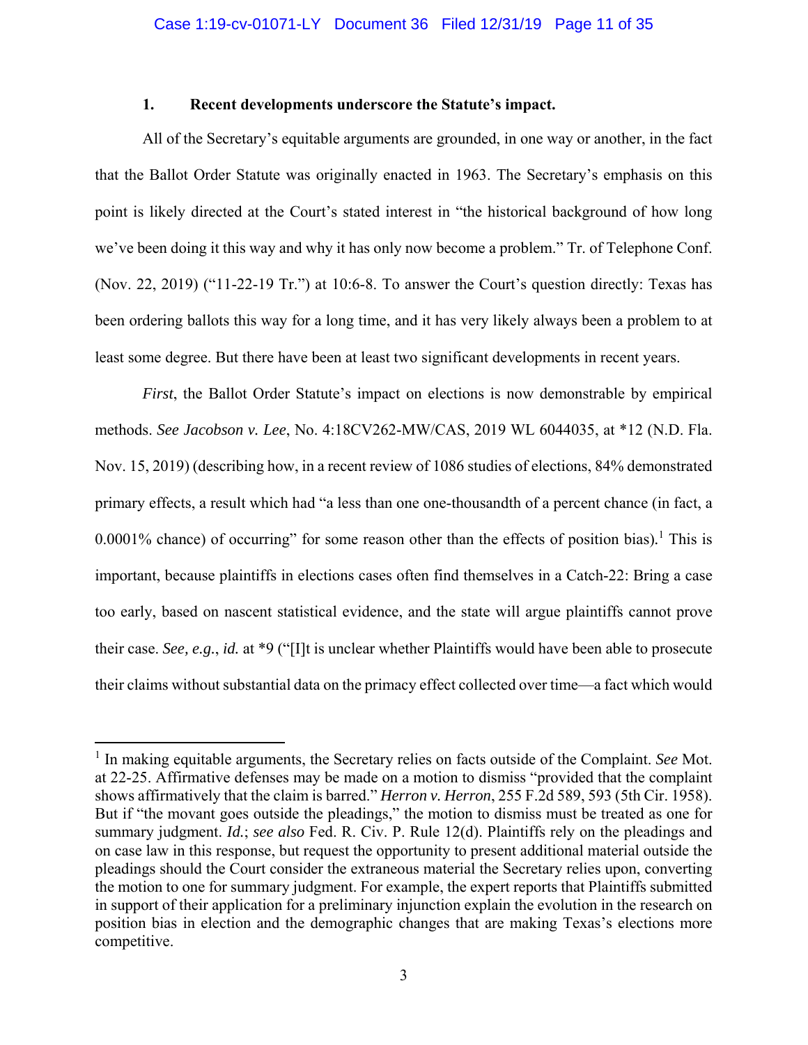### 1. Recent developments underscore the Statute's impact.

All of the Secretary's equitable arguments are grounded, in one way or another, in the fact that the Ballot Order Statute was originally enacted in 1963. The Secretary's emphasis on this point is likely directed at the Court's stated interest in "the historical background of how long we've been doing it this way and why it has only now become a problem." Tr. of Telephone Conf. (Nov. 22, 2019) ("11-22-19 Tr.") at 10:6-8. To answer the Court's question directly: Texas has been ordering ballots this way for a long time, and it has very likely always been a problem to at least some degree. But there have been at least two significant developments in recent years.

*First*, the Ballot Order Statute's impact on elections is now demonstrable by empirical methods. *See Jacobson v. Lee*, No. 4:18CV262-MW/CAS, 2019 WL 6044035, at *12 (N.D. Fla. Nov. 15, 2019) (describing how, in a recent review of 1086 studies of elections, 84% demonstrated primary effects, a result which had "a less than one one-thousandth of a percent chance (in fact, a 0.0001% chance) of occurring" for some reason other than the effects of position bias).[1] This is important, because plaintiffs in elections cases often find themselves in a Catch-22: Bring a case too early, based on nascent statistical evidence, and the state will argue plaintiffs cannot prove their case. *See, e.g.*, *id.* at *9 ("[I]t is unclear whether Plaintiffs would have been able to prosecute their claims without substantial data on the primacy effect collected over time—a fact which would

---

[1] In making equitable arguments, the Secretary relies on facts outside of the Complaint. *See* Mot. at 22-25. Affirmative defenses may be made on a motion to dismiss "provided that the complaint shows affirmatively that the claim is barred." *Herron v. Herron*, 255 F.2d 589, 593 (5th Cir. 1958). But if "the movant goes outside the pleadings," the motion to dismiss must be treated as one for summary judgment. *Id.*; *see also* Fed. R. Civ. P. Rule 12(d). Plaintiffs rely on the pleadings and on case law in this response, but request the opportunity to present additional material outside the pleadings should the Court consider the extraneous material the Secretary relies upon, converting the motion to one for summary judgment. For example, the expert reports that Plaintiffs submitted in support of their application for a preliminary injunction explain the evolution in the research on position bias in election and the demographic changes that are making Texas's elections more competitive.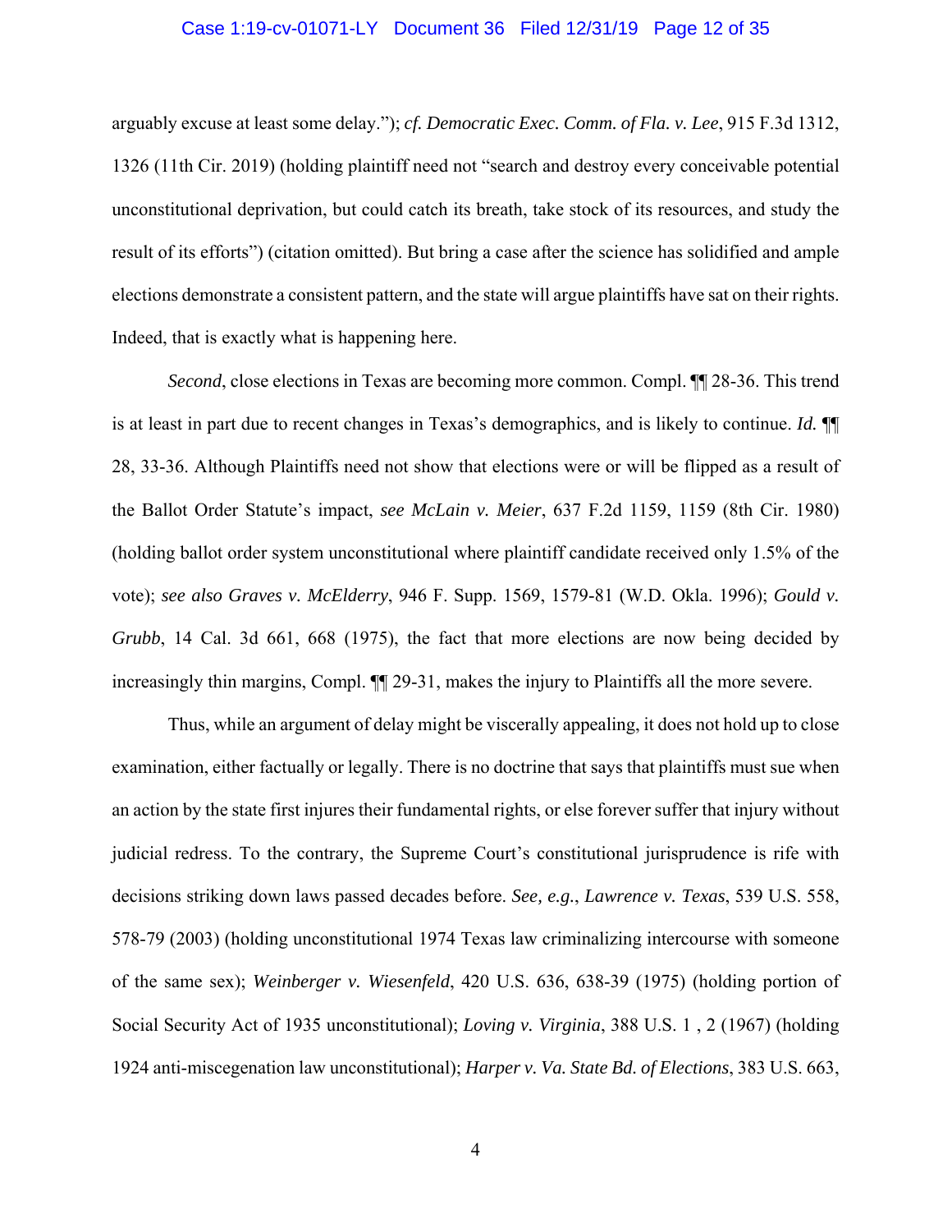arguably excuse at least some delay."); *cf. Democratic Exec. Comm. of Fla. v. Lee*, 915 F.3d 1312, 1326 (11th Cir. 2019) (holding plaintiff need not "search and destroy every conceivable potential unconstitutional deprivation, but could catch its breath, take stock of its resources, and study the result of its efforts") (citation omitted). But bring a case after the science has solidified and ample elections demonstrate a consistent pattern, and the state will argue plaintiffs have sat on their rights. Indeed, that is exactly what is happening here.

*Second*, close elections in Texas are becoming more common. Compl. ¶¶ 28-36. This trend is at least in part due to recent changes in Texas's demographics, and is likely to continue. *Id.* ¶¶ 28, 33-36. Although Plaintiffs need not show that elections were or will be flipped as a result of the Ballot Order Statute's impact, *see McLain v. Meier*, 637 F.2d 1159, 1159 (8th Cir. 1980) (holding ballot order system unconstitutional where plaintiff candidate received only 1.5% of the vote); *see also Graves v. McElderry*, 946 F. Supp. 1569, 1579-81 (W.D. Okla. 1996); *Gould v. Grubb*, 14 Cal. 3d 661, 668 (1975), the fact that more elections are now being decided by increasingly thin margins, Compl. ¶¶ 29-31, makes the injury to Plaintiffs all the more severe.

Thus, while an argument of delay might be viscerally appealing, it does not hold up to close examination, either factually or legally. There is no doctrine that says that plaintiffs must sue when an action by the state first injures their fundamental rights, or else forever suffer that injury without judicial redress. To the contrary, the Supreme Court's constitutional jurisprudence is rife with decisions striking down laws passed decades before. *See, e.g.*, *Lawrence v. Texas*, 539 U.S. 558, 578-79 (2003) (holding unconstitutional 1974 Texas law criminalizing intercourse with someone of the same sex); *Weinberger v. Wiesenfeld*, 420 U.S. 636, 638-39 (1975) (holding portion of Social Security Act of 1935 unconstitutional); *Loving v. Virginia*, 388 U.S. 1 , 2 (1967) (holding 1924 anti-miscegenation law unconstitutional); *Harper v. Va. State Bd. of Elections*, 383 U.S. 663,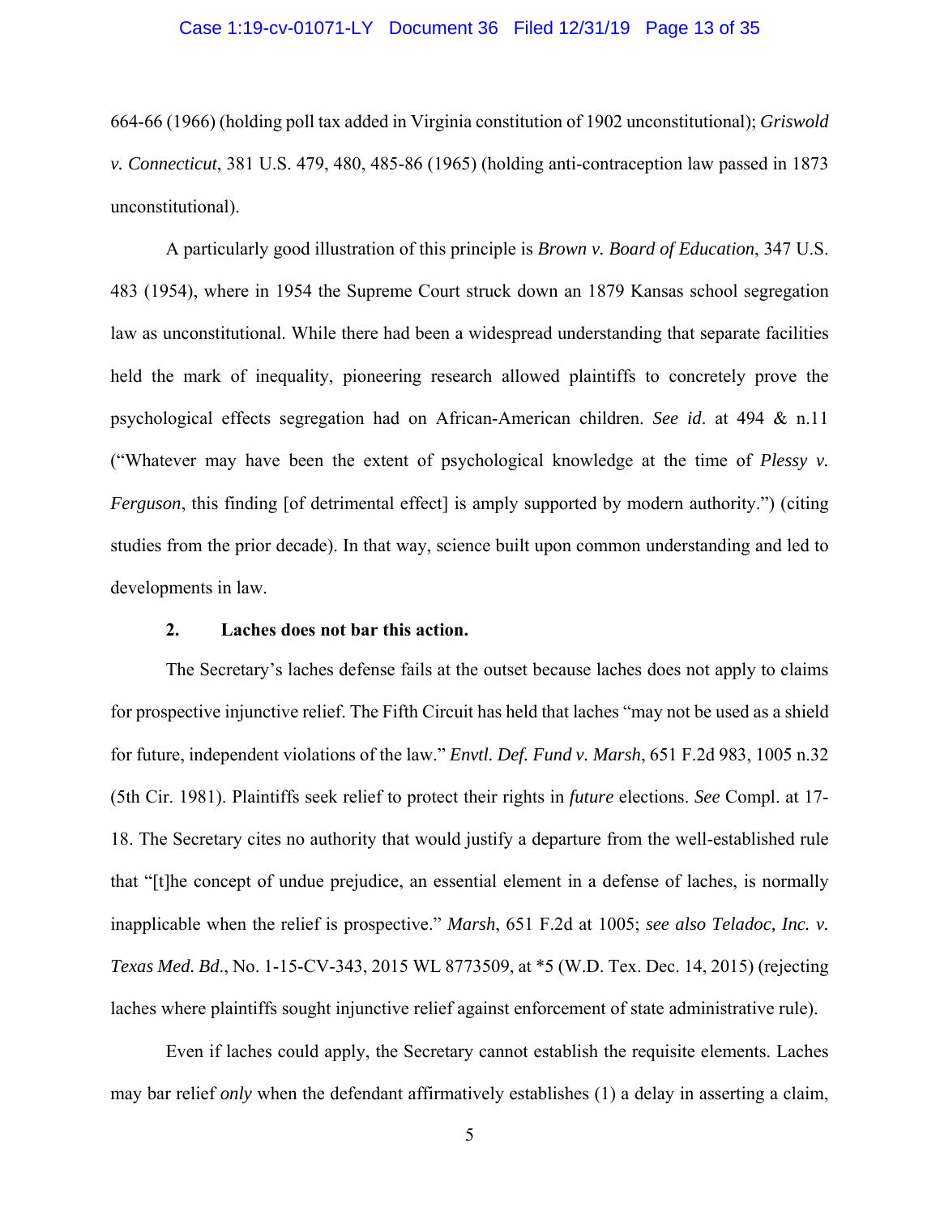664-66 (1966) (holding poll tax added in Virginia constitution of 1902 unconstitutional); *Griswold v. Connecticut*, 381 U.S. 479, 480, 485-86 (1965) (holding anti-contraception law passed in 1873 unconstitutional).

A particularly good illustration of this principle is *Brown v. Board of Education*, 347 U.S. 483 (1954), where in 1954 the Supreme Court struck down an 1879 Kansas school segregation law as unconstitutional. While there had been a widespread understanding that separate facilities held the mark of inequality, pioneering research allowed plaintiffs to concretely prove the psychological effects segregation had on African-American children. *See id*. at 494 & n.11 ("Whatever may have been the extent of psychological knowledge at the time of *Plessy v. Ferguson*, this finding [of detrimental effect] is amply supported by modern authority.") (citing studies from the prior decade). In that way, science built upon common understanding and led to developments in law.

### 2. Laches does not bar this action.

The Secretary's laches defense fails at the outset because laches does not apply to claims for prospective injunctive relief. The Fifth Circuit has held that laches "may not be used as a shield for future, independent violations of the law." *Envtl. Def. Fund v. Marsh*, 651 F.2d 983, 1005 n.32 (5th Cir. 1981). Plaintiffs seek relief to protect their rights in *future* elections. *See* Compl. at 17-18. The Secretary cites no authority that would justify a departure from the well-established rule that "[t]he concept of undue prejudice, an essential element in a defense of laches, is normally inapplicable when the relief is prospective." *Marsh*, 651 F.2d at 1005; *see also Teladoc, Inc. v. Texas Med. Bd*., No. 1-15-CV-343, 2015 WL 8773509, at *5 (W.D. Tex. Dec. 14, 2015) (rejecting laches where plaintiffs sought injunctive relief against enforcement of state administrative rule).

Even if laches could apply, the Secretary cannot establish the requisite elements. Laches may bar relief *only* when the defendant affirmatively establishes (1) a delay in asserting a claim,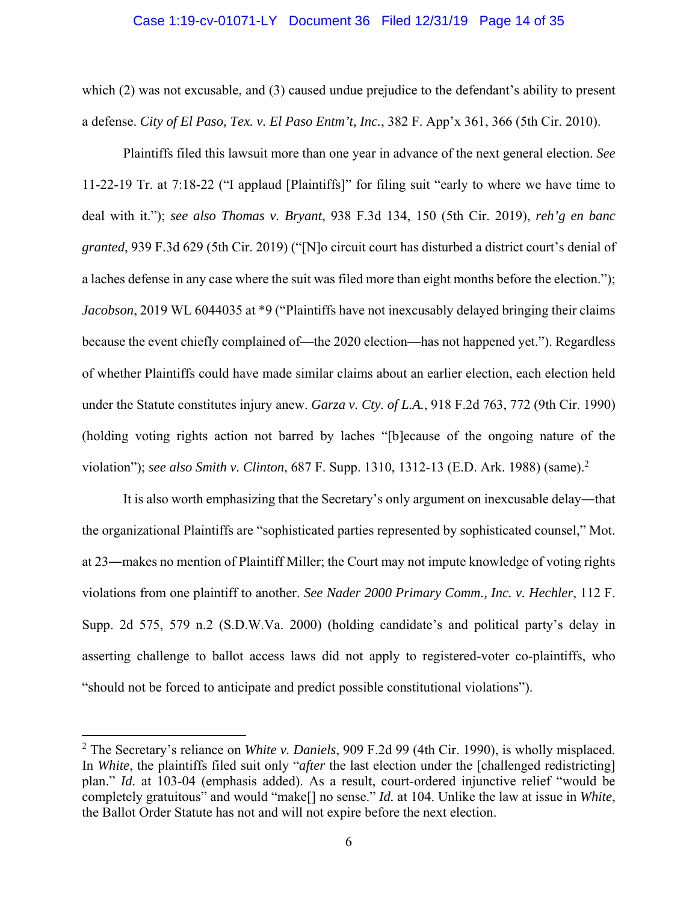which (2) was not excusable, and (3) caused undue prejudice to the defendant's ability to present a defense. *City of El Paso, Tex. v. El Paso Entm't, Inc.*, 382 F. App'x 361, 366 (5th Cir. 2010).

Plaintiffs filed this lawsuit more than one year in advance of the next general election. *See* 11-22-19 Tr. at 7:18-22 ("I applaud [Plaintiffs]" for filing suit "early to where we have time to deal with it."); *see also Thomas v. Bryant*, 938 F.3d 134, 150 (5th Cir. 2019), *reh'g en banc granted*, 939 F.3d 629 (5th Cir. 2019) ("[N]o circuit court has disturbed a district court's denial of a laches defense in any case where the suit was filed more than eight months before the election."); *Jacobson*, 2019 WL 6044035 at *9 ("Plaintiffs have not inexcusably delayed bringing their claims because the event chiefly complained of—the 2020 election—has not happened yet."). Regardless of whether Plaintiffs could have made similar claims about an earlier election, each election held under the Statute constitutes injury anew. *Garza v. Cty. of L.A.*, 918 F.2d 763, 772 (9th Cir. 1990) (holding voting rights action not barred by laches "[b]ecause of the ongoing nature of the violation"); *see also Smith v. Clinton*, 687 F. Supp. 1310, 1312-13 (E.D. Ark. 1988) (same).[2]

It is also worth emphasizing that the Secretary's only argument on inexcusable delay—that the organizational Plaintiffs are "sophisticated parties represented by sophisticated counsel," Mot. at 23—makes no mention of Plaintiff Miller; the Court may not impute knowledge of voting rights violations from one plaintiff to another. *See Nader 2000 Primary Comm., Inc. v. Hechler*, 112 F. Supp. 2d 575, 579 n.2 (S.D.W.Va. 2000) (holding candidate's and political party's delay in asserting challenge to ballot access laws did not apply to registered-voter co-plaintiffs, who "should not be forced to anticipate and predict possible constitutional violations").

---

[2] The Secretary's reliance on *White v. Daniels*, 909 F.2d 99 (4th Cir. 1990), is wholly misplaced. In *White*, the plaintiffs filed suit only "*after* the last election under the [challenged redistricting] plan." *Id.* at 103-04 (emphasis added). As a result, court-ordered injunctive relief "would be completely gratuitous" and would "make[] no sense." *Id.* at 104. Unlike the law at issue in *White*, the Ballot Order Statute has not and will not expire before the next election.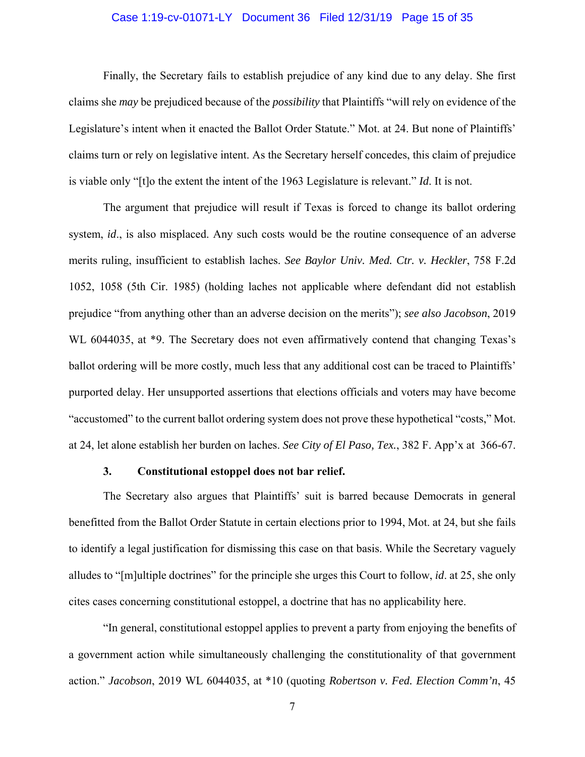Finally, the Secretary fails to establish prejudice of any kind due to any delay. She first claims she *may* be prejudiced because of the *possibility* that Plaintiffs "will rely on evidence of the Legislature's intent when it enacted the Ballot Order Statute." Mot. at 24. But none of Plaintiffs' claims turn or rely on legislative intent. As the Secretary herself concedes, this claim of prejudice is viable only "[t]o the extent the intent of the 1963 Legislature is relevant." *Id*. It is not.

The argument that prejudice will result if Texas is forced to change its ballot ordering system, *id*., is also misplaced. Any such costs would be the routine consequence of an adverse merits ruling, insufficient to establish laches. *See Baylor Univ. Med. Ctr. v. Heckler*, 758 F.2d 1052, 1058 (5th Cir. 1985) (holding laches not applicable where defendant did not establish prejudice "from anything other than an adverse decision on the merits"); *see also Jacobson*, 2019 WL 6044035, at *9. The Secretary does not even affirmatively contend that changing Texas's ballot ordering will be more costly, much less that any additional cost can be traced to Plaintiffs' purported delay. Her unsupported assertions that elections officials and voters may have become "accustomed" to the current ballot ordering system does not prove these hypothetical "costs," Mot. at 24, let alone establish her burden on laches. *See City of El Paso, Tex.*, 382 F. App'x at 366-67.

**3. Constitutional estoppel does not bar relief.**

The Secretary also argues that Plaintiffs' suit is barred because Democrats in general benefitted from the Ballot Order Statute in certain elections prior to 1994, Mot. at 24, but she fails to identify a legal justification for dismissing this case on that basis. While the Secretary vaguely alludes to "[m]ultiple doctrines" for the principle she urges this Court to follow, *id*. at 25, she only cites cases concerning constitutional estoppel, a doctrine that has no applicability here.

"In general, constitutional estoppel applies to prevent a party from enjoying the benefits of a government action while simultaneously challenging the constitutionality of that government action." *Jacobson*, 2019 WL 6044035, at *10 (quoting *Robertson v. Fed. Election Comm'n*, 45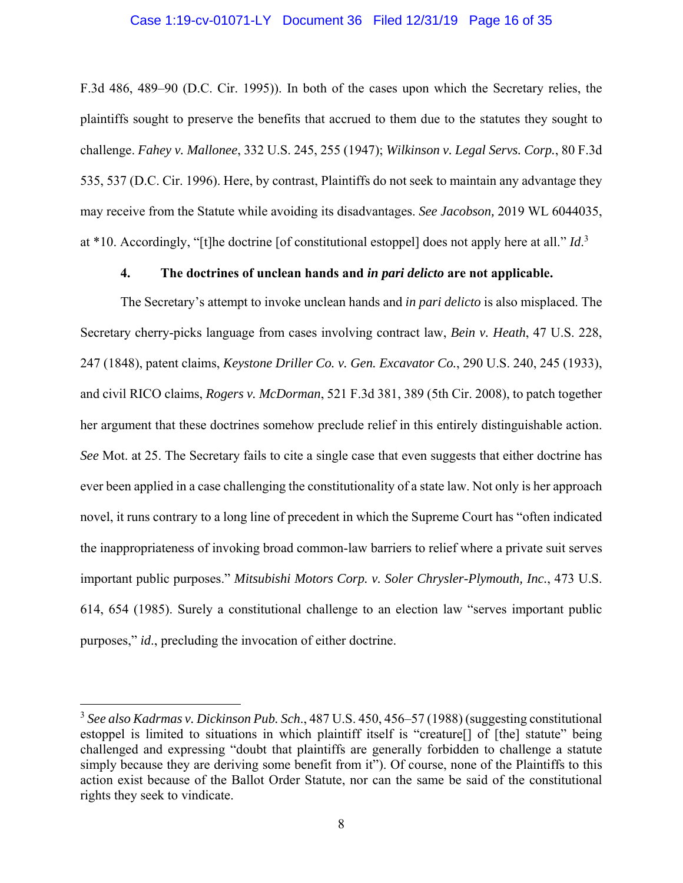F.3d 486, 489–90 (D.C. Cir. 1995)). In both of the cases upon which the Secretary relies, the plaintiffs sought to preserve the benefits that accrued to them due to the statutes they sought to challenge. *Fahey v. Mallonee*, 332 U.S. 245, 255 (1947); *Wilkinson v. Legal Servs. Corp.*, 80 F.3d 535, 537 (D.C. Cir. 1996). Here, by contrast, Plaintiffs do not seek to maintain any advantage they may receive from the Statute while avoiding its disadvantages. *See Jacobson,* 2019 WL 6044035, at *10. Accordingly, "[t]he doctrine [of constitutional estoppel] does not apply here at all." *Id*.[3]

**4. The doctrines of unclean hands and *in pari delicto* are not applicable.**

The Secretary's attempt to invoke unclean hands and *in pari delicto* is also misplaced. The Secretary cherry-picks language from cases involving contract law, *Bein v. Heath*, 47 U.S. 228, 247 (1848), patent claims, *Keystone Driller Co. v. Gen. Excavator Co.*, 290 U.S. 240, 245 (1933), and civil RICO claims, *Rogers v. McDorman*, 521 F.3d 381, 389 (5th Cir. 2008), to patch together her argument that these doctrines somehow preclude relief in this entirely distinguishable action. *See* Mot. at 25. The Secretary fails to cite a single case that even suggests that either doctrine has ever been applied in a case challenging the constitutionality of a state law. Not only is her approach novel, it runs contrary to a long line of precedent in which the Supreme Court has "often indicated the inappropriateness of invoking broad common-law barriers to relief where a private suit serves important public purposes." *Mitsubishi Motors Corp. v. Soler Chrysler-Plymouth, Inc.*, 473 U.S. 614, 654 (1985). Surely a constitutional challenge to an election law "serves important public purposes," *id*., precluding the invocation of either doctrine.

---

[3] *See also Kadrmas v. Dickinson Pub. Sch*., 487 U.S. 450, 456–57 (1988) (suggesting constitutional estoppel is limited to situations in which plaintiff itself is "creature[] of [the] statute" being challenged and expressing "doubt that plaintiffs are generally forbidden to challenge a statute simply because they are deriving some benefit from it"). Of course, none of the Plaintiffs to this action exist because of the Ballot Order Statute, nor can the same be said of the constitutional rights they seek to vindicate.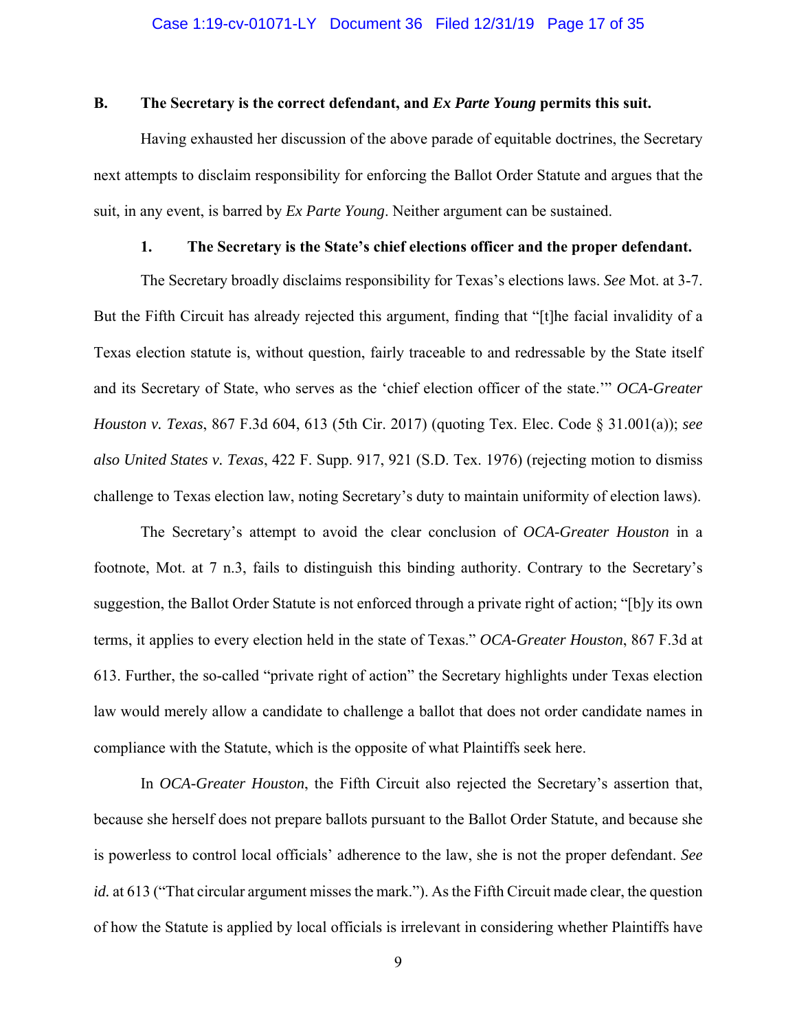### B. The Secretary is the correct defendant, and *Ex Parte Young* permits this suit.

Having exhausted her discussion of the above parade of equitable doctrines, the Secretary next attempts to disclaim responsibility for enforcing the Ballot Order Statute and argues that the suit, in any event, is barred by *Ex Parte Young*. Neither argument can be sustained.

#### 1. The Secretary is the State's chief elections officer and the proper defendant.

The Secretary broadly disclaims responsibility for Texas's elections laws. *See* Mot. at 3-7. But the Fifth Circuit has already rejected this argument, finding that "[t]he facial invalidity of a Texas election statute is, without question, fairly traceable to and redressable by the State itself and its Secretary of State, who serves as the 'chief election officer of the state.'" *OCA-Greater Houston v. Texas*, 867 F.3d 604, 613 (5th Cir. 2017) (quoting Tex. Elec. Code § 31.001(a)); *see also United States v. Texas*, 422 F. Supp. 917, 921 (S.D. Tex. 1976) (rejecting motion to dismiss challenge to Texas election law, noting Secretary's duty to maintain uniformity of election laws).

The Secretary's attempt to avoid the clear conclusion of *OCA-Greater Houston* in a footnote, Mot. at 7 n.3, fails to distinguish this binding authority. Contrary to the Secretary's suggestion, the Ballot Order Statute is not enforced through a private right of action; "[b]y its own terms, it applies to every election held in the state of Texas." *OCA-Greater Houston*, 867 F.3d at 613. Further, the so-called "private right of action" the Secretary highlights under Texas election law would merely allow a candidate to challenge a ballot that does not order candidate names in compliance with the Statute, which is the opposite of what Plaintiffs seek here.

In *OCA-Greater Houston*, the Fifth Circuit also rejected the Secretary's assertion that, because she herself does not prepare ballots pursuant to the Ballot Order Statute, and because she is powerless to control local officials' adherence to the law, she is not the proper defendant. *See id.* at 613 ("That circular argument misses the mark."). As the Fifth Circuit made clear, the question of how the Statute is applied by local officials is irrelevant in considering whether Plaintiffs have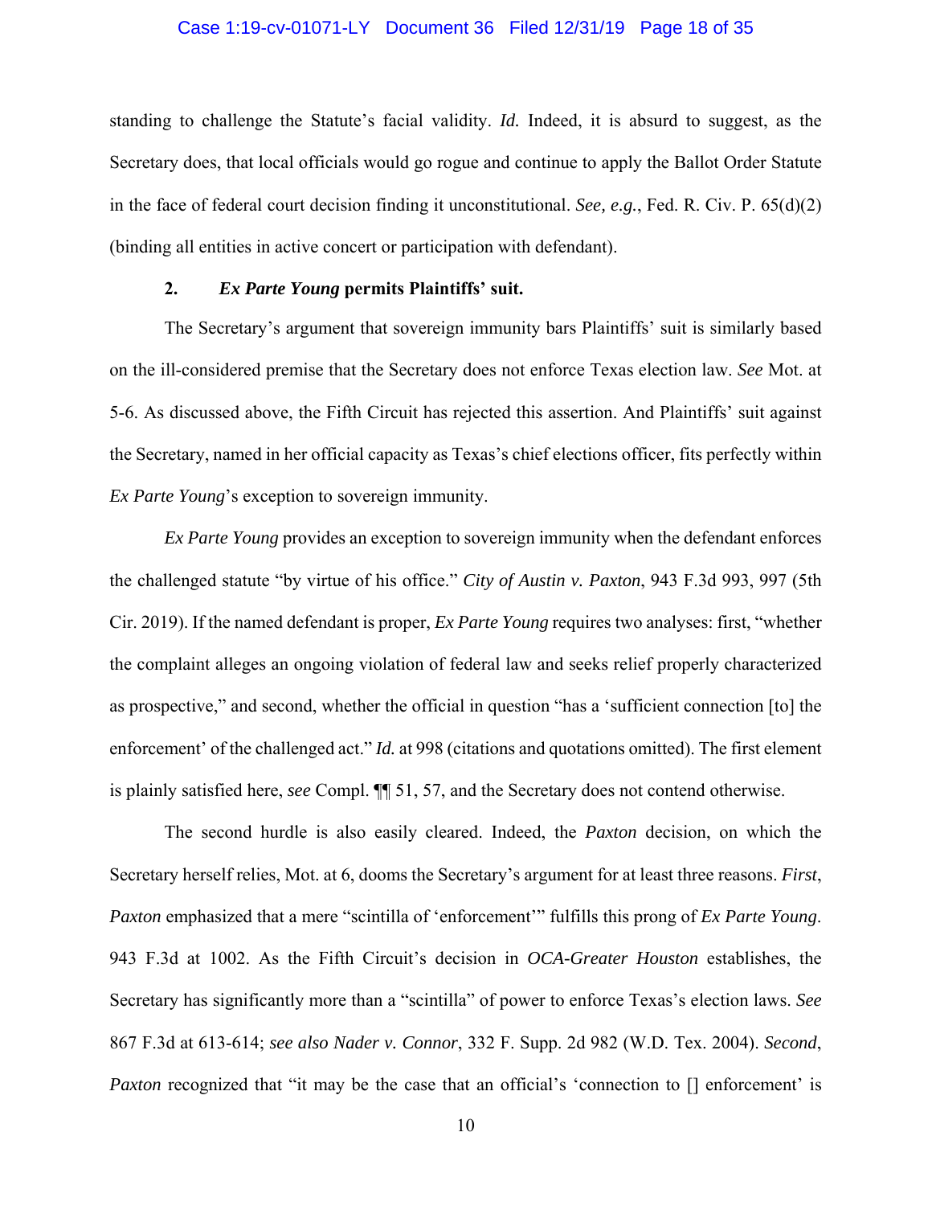standing to challenge the Statute's facial validity. *Id.* Indeed, it is absurd to suggest, as the Secretary does, that local officials would go rogue and continue to apply the Ballot Order Statute in the face of federal court decision finding it unconstitutional. *See, e.g.*, Fed. R. Civ. P. 65(d)(2) (binding all entities in active concert or participation with defendant).

### 2. *Ex Parte Young* permits Plaintiffs' suit.

The Secretary's argument that sovereign immunity bars Plaintiffs' suit is similarly based on the ill-considered premise that the Secretary does not enforce Texas election law. *See* Mot. at 5-6. As discussed above, the Fifth Circuit has rejected this assertion. And Plaintiffs' suit against the Secretary, named in her official capacity as Texas's chief elections officer, fits perfectly within *Ex Parte Young*'s exception to sovereign immunity.

*Ex Parte Young* provides an exception to sovereign immunity when the defendant enforces the challenged statute "by virtue of his office." *City of Austin v. Paxton*, 943 F.3d 993, 997 (5th Cir. 2019). If the named defendant is proper, *Ex Parte Young* requires two analyses: first, "whether the complaint alleges an ongoing violation of federal law and seeks relief properly characterized as prospective," and second, whether the official in question "has a 'sufficient connection [to] the enforcement' of the challenged act." *Id.* at 998 (citations and quotations omitted). The first element is plainly satisfied here, *see* Compl. ¶¶ 51, 57, and the Secretary does not contend otherwise.

The second hurdle is also easily cleared. Indeed, the *Paxton* decision, on which the Secretary herself relies, Mot. at 6, dooms the Secretary's argument for at least three reasons. *First*, *Paxton* emphasized that a mere "scintilla of 'enforcement'" fulfills this prong of *Ex Parte Young*. 943 F.3d at 1002. As the Fifth Circuit's decision in *OCA-Greater Houston* establishes, the Secretary has significantly more than a "scintilla" of power to enforce Texas's election laws. *See* 867 F.3d at 613-614; *see also Nader v. Connor*, 332 F. Supp. 2d 982 (W.D. Tex. 2004). *Second*, *Paxton* recognized that "it may be the case that an official's 'connection to [] enforcement' is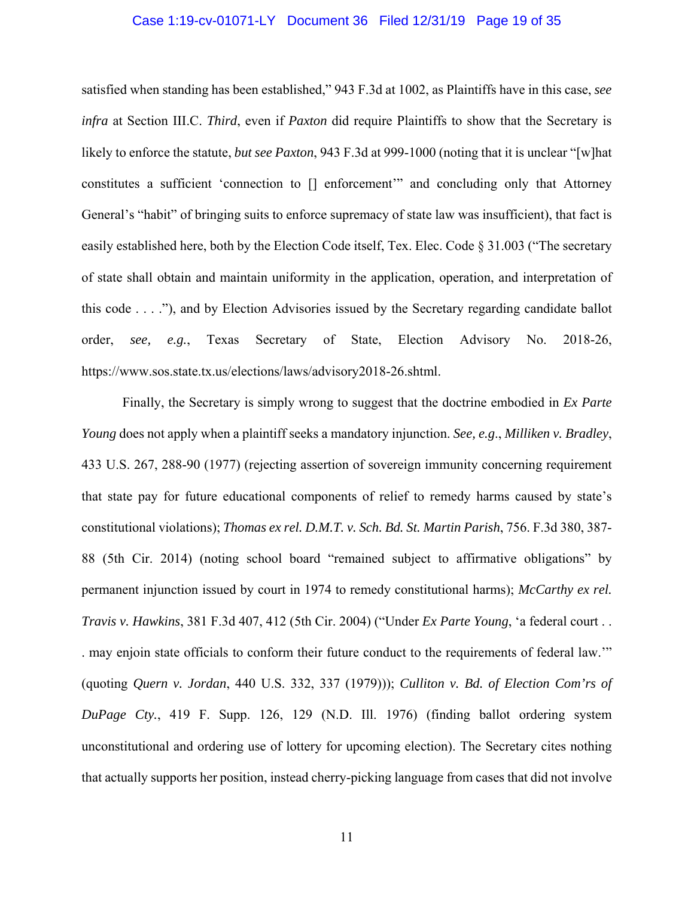satisfied when standing has been established," 943 F.3d at 1002, as Plaintiffs have in this case, *see infra* at Section III.C. *Third*, even if *Paxton* did require Plaintiffs to show that the Secretary is likely to enforce the statute, *but see Paxton*, 943 F.3d at 999-1000 (noting that it is unclear "[w]hat constitutes a sufficient 'connection to [] enforcement'" and concluding only that Attorney General's "habit" of bringing suits to enforce supremacy of state law was insufficient), that fact is easily established here, both by the Election Code itself, Tex. Elec. Code § 31.003 ("The secretary of state shall obtain and maintain uniformity in the application, operation, and interpretation of this code . . . ."), and by Election Advisories issued by the Secretary regarding candidate ballot order, *see, e.g.*, Texas Secretary of State, Election Advisory No. 2018-26, https://www.sos.state.tx.us/elections/laws/advisory2018-26.shtml.

Finally, the Secretary is simply wrong to suggest that the doctrine embodied in *Ex Parte Young* does not apply when a plaintiff seeks a mandatory injunction. *See, e.g.*, *Milliken v. Bradley*, 433 U.S. 267, 288-90 (1977) (rejecting assertion of sovereign immunity concerning requirement that state pay for future educational components of relief to remedy harms caused by state's constitutional violations); *Thomas ex rel. D.M.T. v. Sch. Bd. St. Martin Parish*, 756. F.3d 380, 387-88 (5th Cir. 2014) (noting school board "remained subject to affirmative obligations" by permanent injunction issued by court in 1974 to remedy constitutional harms); *McCarthy ex rel. Travis v. Hawkins*, 381 F.3d 407, 412 (5th Cir. 2004) ("Under *Ex Parte Young*, 'a federal court . . . may enjoin state officials to conform their future conduct to the requirements of federal law.'" (quoting *Quern v. Jordan*, 440 U.S. 332, 337 (1979))); *Culliton v. Bd. of Election Com'rs of DuPage Cty.*, 419 F. Supp. 126, 129 (N.D. Ill. 1976) (finding ballot ordering system unconstitutional and ordering use of lottery for upcoming election). The Secretary cites nothing that actually supports her position, instead cherry-picking language from cases that did not involve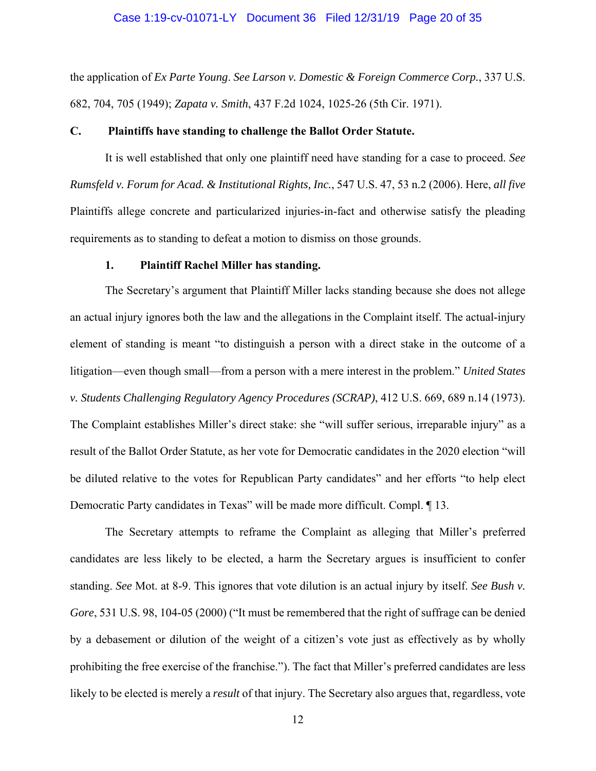the application of *Ex Parte Young*. *See Larson v. Domestic & Foreign Commerce Corp.*, 337 U.S. 682, 704, 705 (1949); *Zapata v. Smith*, 437 F.2d 1024, 1025-26 (5th Cir. 1971).

### C. Plaintiffs have standing to challenge the Ballot Order Statute.

It is well established that only one plaintiff need have standing for a case to proceed. *See Rumsfeld v. Forum for Acad. & Institutional Rights, Inc.*, 547 U.S. 47, 53 n.2 (2006). Here, *all five* Plaintiffs allege concrete and particularized injuries-in-fact and otherwise satisfy the pleading requirements as to standing to defeat a motion to dismiss on those grounds.

#### 1. Plaintiff Rachel Miller has standing.

The Secretary's argument that Plaintiff Miller lacks standing because she does not allege an actual injury ignores both the law and the allegations in the Complaint itself. The actual-injury element of standing is meant "to distinguish a person with a direct stake in the outcome of a litigation—even though small—from a person with a mere interest in the problem." *United States v. Students Challenging Regulatory Agency Procedures (SCRAP)*, 412 U.S. 669, 689 n.14 (1973). The Complaint establishes Miller's direct stake: she "will suffer serious, irreparable injury" as a result of the Ballot Order Statute, as her vote for Democratic candidates in the 2020 election "will be diluted relative to the votes for Republican Party candidates" and her efforts "to help elect Democratic Party candidates in Texas" will be made more difficult. Compl. ¶ 13.

The Secretary attempts to reframe the Complaint as alleging that Miller's preferred candidates are less likely to be elected, a harm the Secretary argues is insufficient to confer standing. *See* Mot. at 8-9. This ignores that vote dilution is an actual injury by itself. *See Bush v. Gore*, 531 U.S. 98, 104-05 (2000) ("It must be remembered that the right of suffrage can be denied by a debasement or dilution of the weight of a citizen's vote just as effectively as by wholly prohibiting the free exercise of the franchise."). The fact that Miller's preferred candidates are less likely to be elected is merely a *result* of that injury. The Secretary also argues that, regardless, vote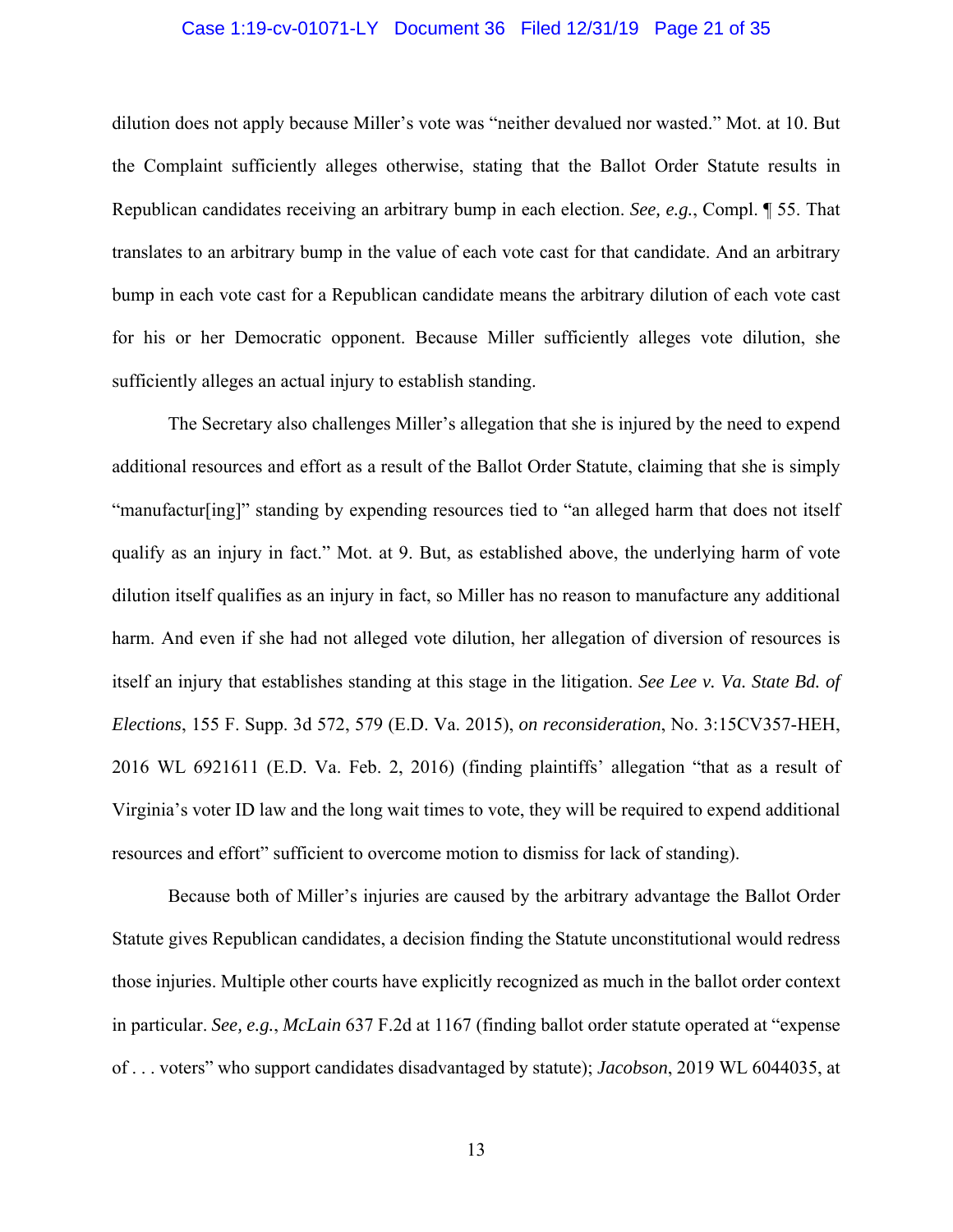dilution does not apply because Miller's vote was "neither devalued nor wasted." Mot. at 10. But the Complaint sufficiently alleges otherwise, stating that the Ballot Order Statute results in Republican candidates receiving an arbitrary bump in each election. *See, e.g.*, Compl. ¶ 55. That translates to an arbitrary bump in the value of each vote cast for that candidate. And an arbitrary bump in each vote cast for a Republican candidate means the arbitrary dilution of each vote cast for his or her Democratic opponent. Because Miller sufficiently alleges vote dilution, she sufficiently alleges an actual injury to establish standing.

The Secretary also challenges Miller's allegation that she is injured by the need to expend additional resources and effort as a result of the Ballot Order Statute, claiming that she is simply "manufactur[ing]" standing by expending resources tied to "an alleged harm that does not itself qualify as an injury in fact." Mot. at 9. But, as established above, the underlying harm of vote dilution itself qualifies as an injury in fact, so Miller has no reason to manufacture any additional harm. And even if she had not alleged vote dilution, her allegation of diversion of resources is itself an injury that establishes standing at this stage in the litigation. *See Lee v. Va. State Bd. of Elections*, 155 F. Supp. 3d 572, 579 (E.D. Va. 2015), *on reconsideration*, No. 3:15CV357-HEH, 2016 WL 6921611 (E.D. Va. Feb. 2, 2016) (finding plaintiffs' allegation "that as a result of Virginia's voter ID law and the long wait times to vote, they will be required to expend additional resources and effort" sufficient to overcome motion to dismiss for lack of standing).

Because both of Miller's injuries are caused by the arbitrary advantage the Ballot Order Statute gives Republican candidates, a decision finding the Statute unconstitutional would redress those injuries. Multiple other courts have explicitly recognized as much in the ballot order context in particular. *See, e.g.*, *McLain* 637 F.2d at 1167 (finding ballot order statute operated at "expense of . . . voters" who support candidates disadvantaged by statute); *Jacobson*, 2019 WL 6044035, at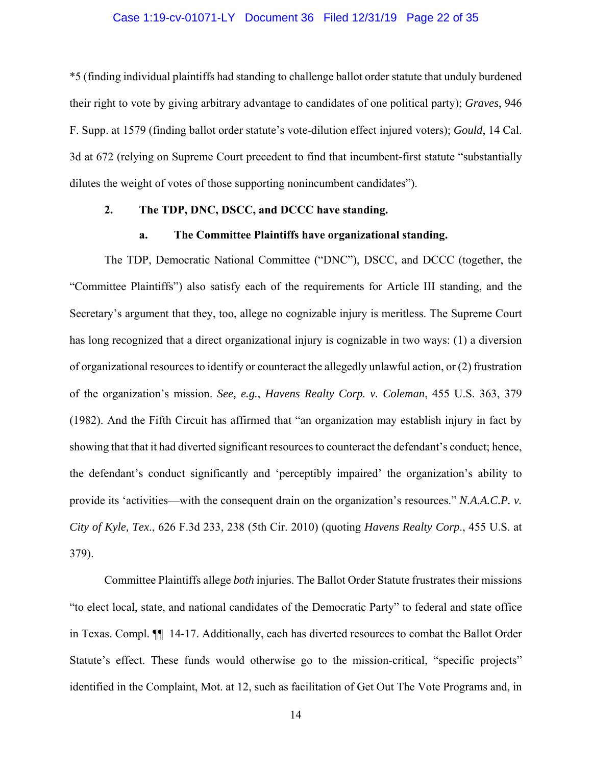*5 (finding individual plaintiffs had standing to challenge ballot order statute that unduly burdened their right to vote by giving arbitrary advantage to candidates of one political party); *Graves*, 946 F. Supp. at 1579 (finding ballot order statute's vote-dilution effect injured voters); *Gould*, 14 Cal. 3d at 672 (relying on Supreme Court precedent to find that incumbent-first statute "substantially dilutes the weight of votes of those supporting nonincumbent candidates").

**2. The TDP, DNC, DSCC, and DCCC have standing.**

**a. The Committee Plaintiffs have organizational standing.**

The TDP, Democratic National Committee ("DNC"), DSCC, and DCCC (together, the "Committee Plaintiffs") also satisfy each of the requirements for Article III standing, and the Secretary's argument that they, too, allege no cognizable injury is meritless. The Supreme Court has long recognized that a direct organizational injury is cognizable in two ways: (1) a diversion of organizational resources to identify or counteract the allegedly unlawful action, or (2) frustration of the organization's mission. *See, e.g.*, *Havens Realty Corp. v. Coleman*, 455 U.S. 363, 379 (1982). And the Fifth Circuit has affirmed that "an organization may establish injury in fact by showing that that it had diverted significant resources to counteract the defendant's conduct; hence, the defendant's conduct significantly and 'perceptibly impaired' the organization's ability to provide its 'activities—with the consequent drain on the organization's resources." *N.A.A.C.P. v. City of Kyle, Tex.*, 626 F.3d 233, 238 (5th Cir. 2010) (quoting *Havens Realty Corp.*, 455 U.S. at 379).

Committee Plaintiffs allege *both* injuries. The Ballot Order Statute frustrates their missions "to elect local, state, and national candidates of the Democratic Party" to federal and state office in Texas. Compl. ¶¶ 14-17. Additionally, each has diverted resources to combat the Ballot Order Statute's effect. These funds would otherwise go to the mission-critical, "specific projects" identified in the Complaint, Mot. at 12, such as facilitation of Get Out The Vote Programs and, in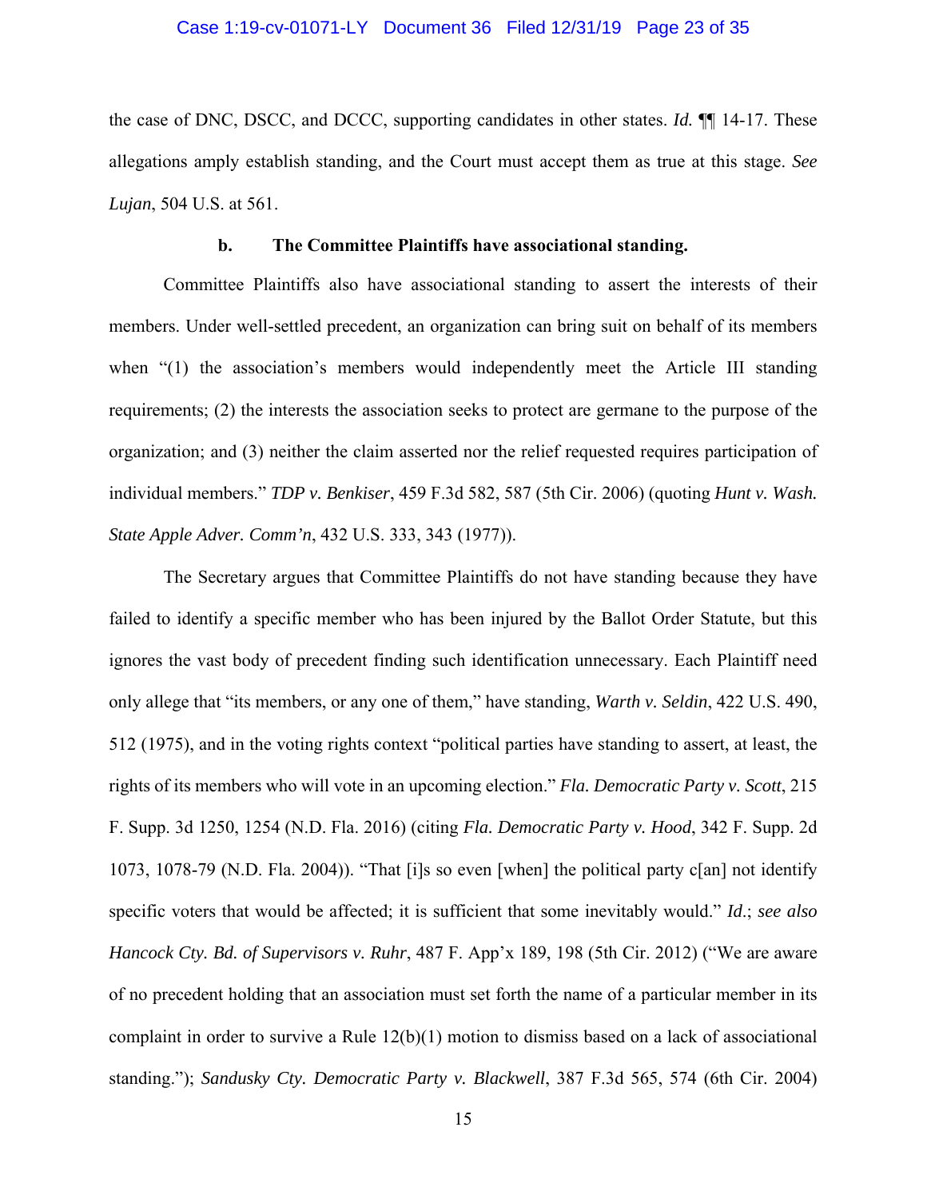the case of DNC, DSCC, and DCCC, supporting candidates in other states. *Id.* ¶¶ 14-17. These allegations amply establish standing, and the Court must accept them as true at this stage. *See Lujan*, 504 U.S. at 561.

#### b. The Committee Plaintiffs have associational standing.

Committee Plaintiffs also have associational standing to assert the interests of their members. Under well-settled precedent, an organization can bring suit on behalf of its members when "(1) the association's members would independently meet the Article III standing requirements; (2) the interests the association seeks to protect are germane to the purpose of the organization; and (3) neither the claim asserted nor the relief requested requires participation of individual members." *TDP v. Benkiser*, 459 F.3d 582, 587 (5th Cir. 2006) (quoting *Hunt v. Wash. State Apple Adver. Comm'n*, 432 U.S. 333, 343 (1977)).

The Secretary argues that Committee Plaintiffs do not have standing because they have failed to identify a specific member who has been injured by the Ballot Order Statute, but this ignores the vast body of precedent finding such identification unnecessary. Each Plaintiff need only allege that "its members, or any one of them," have standing, *Warth v. Seldin*, 422 U.S. 490, 512 (1975), and in the voting rights context "political parties have standing to assert, at least, the rights of its members who will vote in an upcoming election." *Fla. Democratic Party v. Scott*, 215 F. Supp. 3d 1250, 1254 (N.D. Fla. 2016) (citing *Fla. Democratic Party v. Hood*, 342 F. Supp. 2d 1073, 1078-79 (N.D. Fla. 2004)). "That [i]s so even [when] the political party c[an] not identify specific voters that would be affected; it is sufficient that some inevitably would." *Id*.; *see also Hancock Cty. Bd. of Supervisors v. Ruhr*, 487 F. App'x 189, 198 (5th Cir. 2012) ("We are aware of no precedent holding that an association must set forth the name of a particular member in its complaint in order to survive a Rule 12(b)(1) motion to dismiss based on a lack of associational standing."); *Sandusky Cty. Democratic Party v. Blackwell*, 387 F.3d 565, 574 (6th Cir. 2004)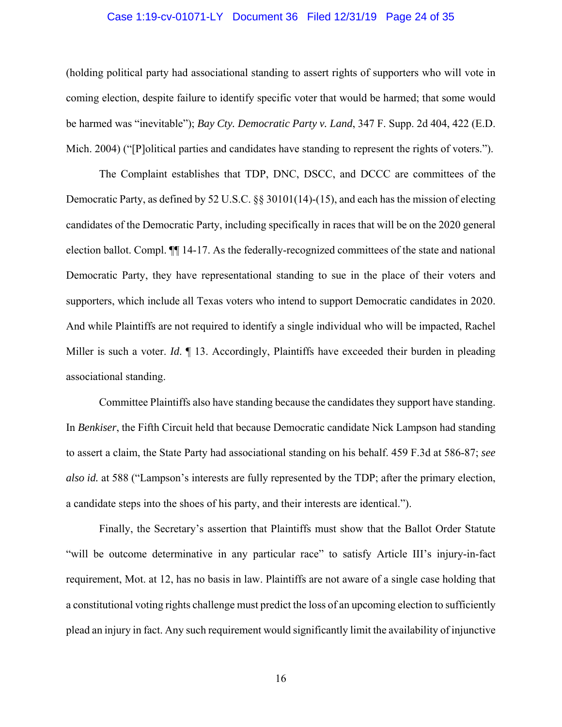(holding political party had associational standing to assert rights of supporters who will vote in coming election, despite failure to identify specific voter that would be harmed; that some would be harmed was "inevitable"); *Bay Cty. Democratic Party v. Land*, 347 F. Supp. 2d 404, 422 (E.D. Mich. 2004) ("[P]olitical parties and candidates have standing to represent the rights of voters.").

The Complaint establishes that TDP, DNC, DSCC, and DCCC are committees of the Democratic Party, as defined by 52 U.S.C. §§ 30101(14)-(15), and each has the mission of electing candidates of the Democratic Party, including specifically in races that will be on the 2020 general election ballot. Compl. ¶¶ 14-17. As the federally-recognized committees of the state and national Democratic Party, they have representational standing to sue in the place of their voters and supporters, which include all Texas voters who intend to support Democratic candidates in 2020. And while Plaintiffs are not required to identify a single individual who will be impacted, Rachel Miller is such a voter. *Id*. ¶ 13. Accordingly, Plaintiffs have exceeded their burden in pleading associational standing.

Committee Plaintiffs also have standing because the candidates they support have standing. In *Benkiser*, the Fifth Circuit held that because Democratic candidate Nick Lampson had standing to assert a claim, the State Party had associational standing on his behalf. 459 F.3d at 586-87; *see also id.* at 588 ("Lampson's interests are fully represented by the TDP; after the primary election, a candidate steps into the shoes of his party, and their interests are identical.").

Finally, the Secretary's assertion that Plaintiffs must show that the Ballot Order Statute "will be outcome determinative in any particular race" to satisfy Article III's injury-in-fact requirement, Mot. at 12, has no basis in law. Plaintiffs are not aware of a single case holding that a constitutional voting rights challenge must predict the loss of an upcoming election to sufficiently plead an injury in fact. Any such requirement would significantly limit the availability of injunctive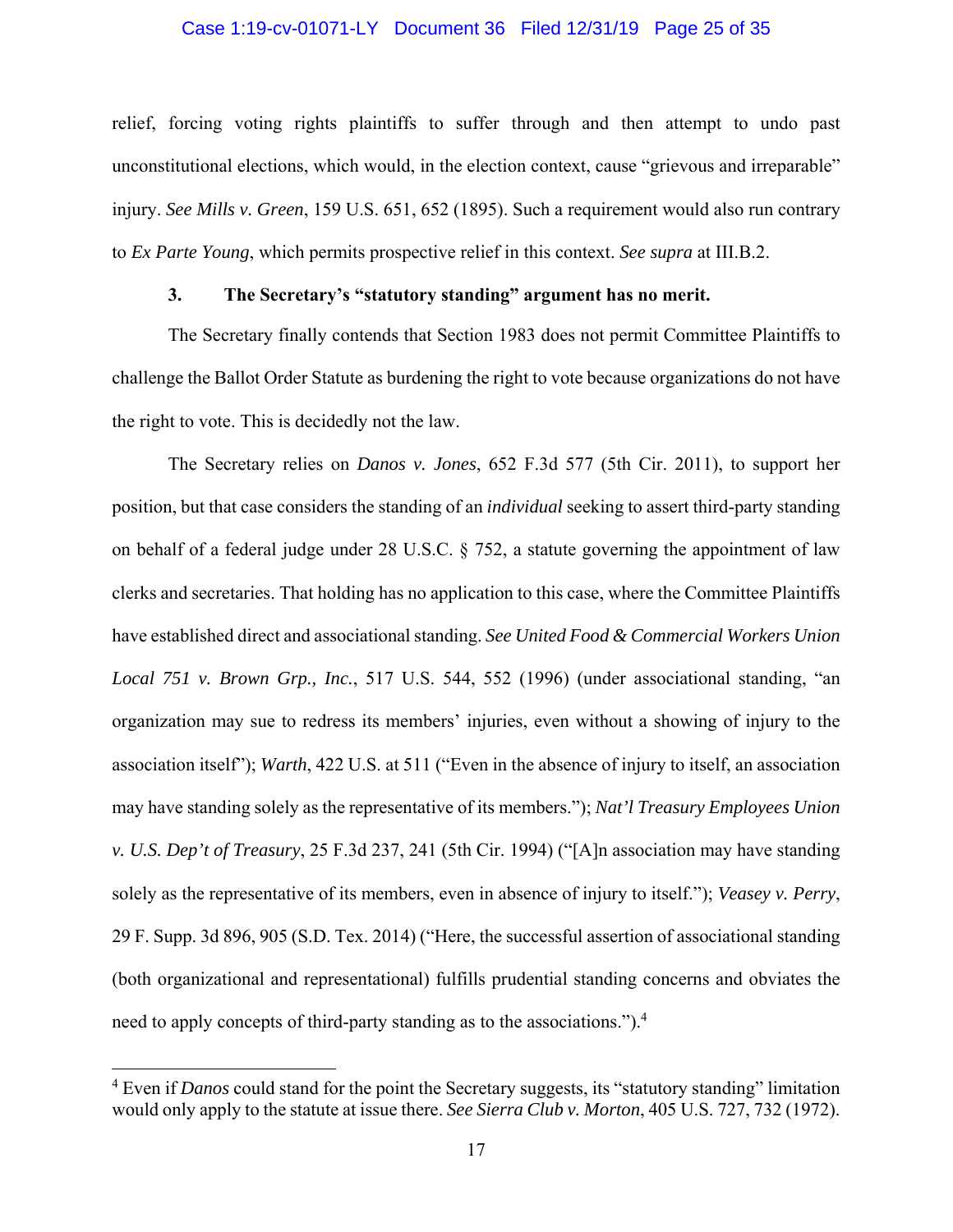relief, forcing voting rights plaintiffs to suffer through and then attempt to undo past unconstitutional elections, which would, in the election context, cause "grievous and irreparable" injury. *See Mills v. Green*, 159 U.S. 651, 652 (1895). Such a requirement would also run contrary to *Ex Parte Young*, which permits prospective relief in this context. *See supra* at III.B.2.

### 3. The Secretary's "statutory standing" argument has no merit.

The Secretary finally contends that Section 1983 does not permit Committee Plaintiffs to challenge the Ballot Order Statute as burdening the right to vote because organizations do not have the right to vote. This is decidedly not the law.

The Secretary relies on *Danos v. Jones*, 652 F.3d 577 (5th Cir. 2011), to support her position, but that case considers the standing of an *individual* seeking to assert third-party standing on behalf of a federal judge under 28 U.S.C. § 752, a statute governing the appointment of law clerks and secretaries. That holding has no application to this case, where the Committee Plaintiffs have established direct and associational standing. *See United Food & Commercial Workers Union Local 751 v. Brown Grp., Inc.*, 517 U.S. 544, 552 (1996) (under associational standing, "an organization may sue to redress its members' injuries, even without a showing of injury to the association itself"); *Warth*, 422 U.S. at 511 ("Even in the absence of injury to itself, an association may have standing solely as the representative of its members."); *Nat'l Treasury Employees Union v. U.S. Dep't of Treasury*, 25 F.3d 237, 241 (5th Cir. 1994) ("[A]n association may have standing solely as the representative of its members, even in absence of injury to itself."); *Veasey v. Perry*, 29 F. Supp. 3d 896, 905 (S.D. Tex. 2014) ("Here, the successful assertion of associational standing (both organizational and representational) fulfills prudential standing concerns and obviates the need to apply concepts of third-party standing as to the associations.").[4]

---

[4] Even if *Danos* could stand for the point the Secretary suggests, its "statutory standing" limitation would only apply to the statute at issue there. *See Sierra Club v. Morton*, 405 U.S. 727, 732 (1972).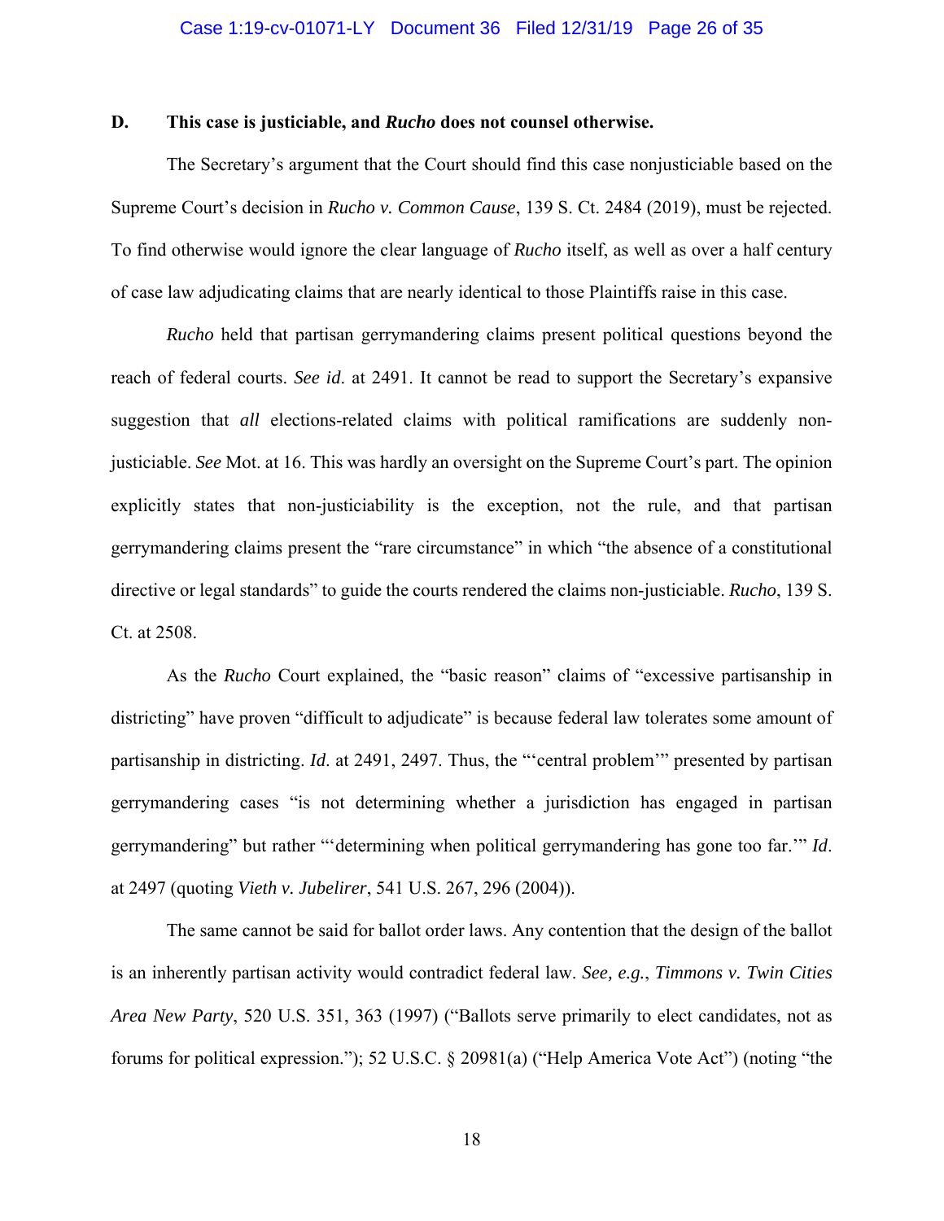### D. This case is justiciable, and *Rucho* does not counsel otherwise.

The Secretary's argument that the Court should find this case nonjusticiable based on the Supreme Court's decision in *Rucho v. Common Cause*, 139 S. Ct. 2484 (2019), must be rejected. To find otherwise would ignore the clear language of *Rucho* itself, as well as over a half century of case law adjudicating claims that are nearly identical to those Plaintiffs raise in this case.

*Rucho* held that partisan gerrymandering claims present political questions beyond the reach of federal courts. *See id*. at 2491. It cannot be read to support the Secretary's expansive suggestion that *all* elections-related claims with political ramifications are suddenly non-justiciable. *See* Mot. at 16. This was hardly an oversight on the Supreme Court's part. The opinion explicitly states that non-justiciability is the exception, not the rule, and that partisan gerrymandering claims present the "rare circumstance" in which "the absence of a constitutional directive or legal standards" to guide the courts rendered the claims non-justiciable. *Rucho*, 139 S. Ct. at 2508.

As the *Rucho* Court explained, the "basic reason" claims of "excessive partisanship in districting" have proven "difficult to adjudicate" is because federal law tolerates some amount of partisanship in districting. *Id*. at 2491, 2497. Thus, the "'central problem'" presented by partisan gerrymandering cases "is not determining whether a jurisdiction has engaged in partisan gerrymandering" but rather "'determining when political gerrymandering has gone too far.'" *Id*. at 2497 (quoting *Vieth v. Jubelirer*, 541 U.S. 267, 296 (2004)).

The same cannot be said for ballot order laws. Any contention that the design of the ballot is an inherently partisan activity would contradict federal law. *See, e.g.*, *Timmons v. Twin Cities Area New Party*, 520 U.S. 351, 363 (1997) ("Ballots serve primarily to elect candidates, not as forums for political expression."); 52 U.S.C. § 20981(a) ("Help America Vote Act") (noting "the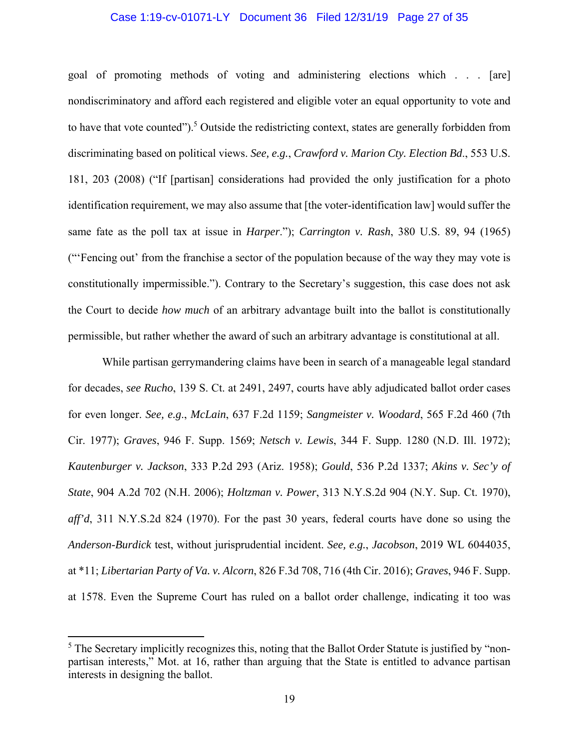goal of promoting methods of voting and administering elections which . . . [are] nondiscriminatory and afford each registered and eligible voter an equal opportunity to vote and to have that vote counted").[5] Outside the redistricting context, states are generally forbidden from discriminating based on political views. *See, e.g.*, *Crawford v. Marion Cty. Election Bd.*, 553 U.S. 181, 203 (2008) ("If [partisan] considerations had provided the only justification for a photo identification requirement, we may also assume that [the voter-identification law] would suffer the same fate as the poll tax at issue in *Harper*."); *Carrington v. Rash*, 380 U.S. 89, 94 (1965) ("'Fencing out' from the franchise a sector of the population because of the way they may vote is constitutionally impermissible."). Contrary to the Secretary's suggestion, this case does not ask the Court to decide *how much* of an arbitrary advantage built into the ballot is constitutionally permissible, but rather whether the award of such an arbitrary advantage is constitutional at all.

While partisan gerrymandering claims have been in search of a manageable legal standard for decades, *see Rucho*, 139 S. Ct. at 2491, 2497, courts have ably adjudicated ballot order cases for even longer. *See, e.g.*, *McLain*, 637 F.2d 1159; *Sangmeister v. Woodard*, 565 F.2d 460 (7th Cir. 1977); *Graves*, 946 F. Supp. 1569; *Netsch v. Lewis*, 344 F. Supp. 1280 (N.D. Ill. 1972); *Kautenburger v. Jackson*, 333 P.2d 293 (Ariz. 1958); *Gould*, 536 P.2d 1337; *Akins v. Sec'y of State*, 904 A.2d 702 (N.H. 2006); *Holtzman v. Power*, 313 N.Y.S.2d 904 (N.Y. Sup. Ct. 1970), *aff'd*, 311 N.Y.S.2d 824 (1970). For the past 30 years, federal courts have done so using the *Anderson-Burdick* test, without jurisprudential incident. *See, e.g.*, *Jacobson*, 2019 WL 6044035, at *11; *Libertarian Party of Va. v. Alcorn*, 826 F.3d 708, 716 (4th Cir. 2016); *Graves*, 946 F. Supp. at 1578. Even the Supreme Court has ruled on a ballot order challenge, indicating it too was

---

[5] The Secretary implicitly recognizes this, noting that the Ballot Order Statute is justified by "non-partisan interests," Mot. at 16, rather than arguing that the State is entitled to advance partisan interests in designing the ballot.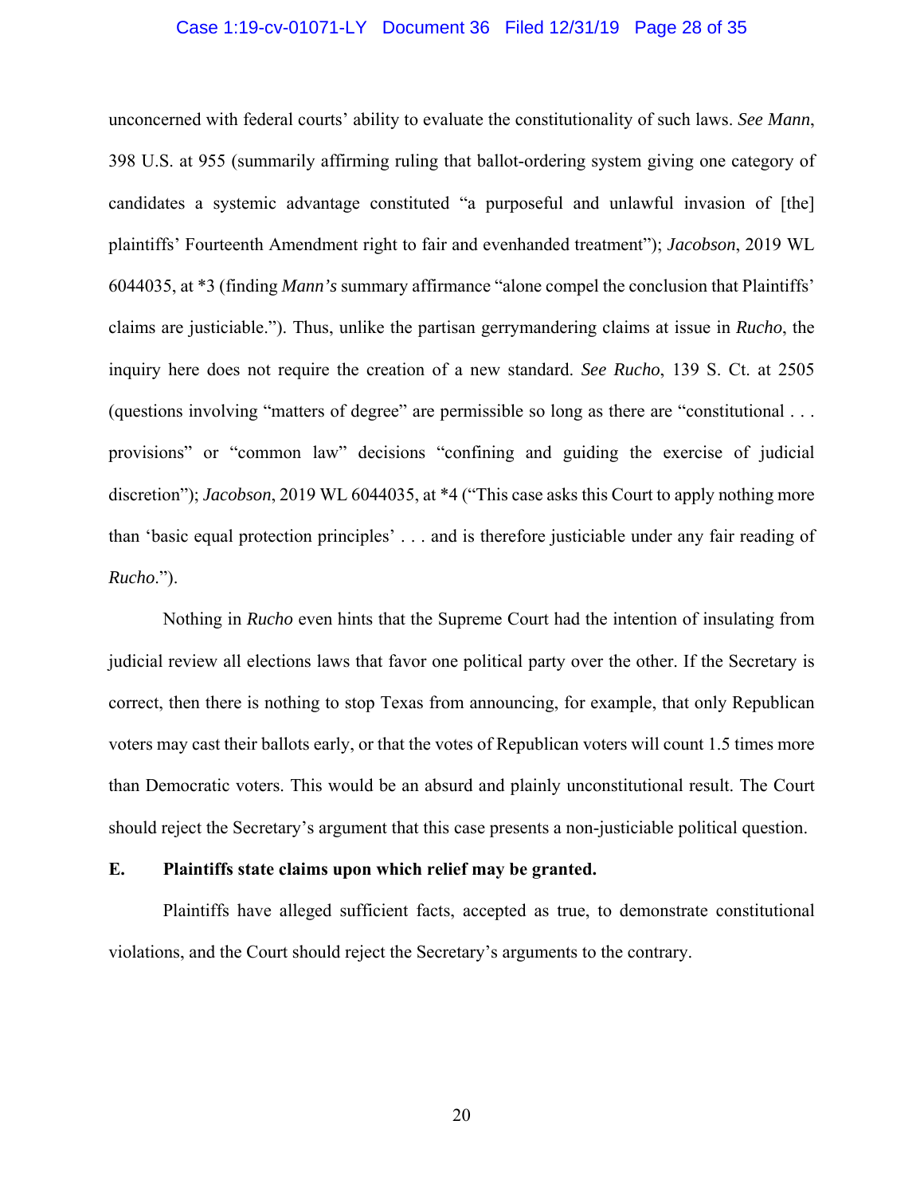unconcerned with federal courts' ability to evaluate the constitutionality of such laws. *See Mann*, 398 U.S. at 955 (summarily affirming ruling that ballot-ordering system giving one category of candidates a systemic advantage constituted "a purposeful and unlawful invasion of [the] plaintiffs' Fourteenth Amendment right to fair and evenhanded treatment"); *Jacobson*, 2019 WL 6044035, at *3 (finding *Mann's* summary affirmance "alone compel the conclusion that Plaintiffs' claims are justiciable."). Thus, unlike the partisan gerrymandering claims at issue in *Rucho*, the inquiry here does not require the creation of a new standard. *See Rucho*, 139 S. Ct. at 2505 (questions involving "matters of degree" are permissible so long as there are "constitutional . . . provisions" or "common law" decisions "confining and guiding the exercise of judicial discretion"); *Jacobson*, 2019 WL 6044035, at *4 ("This case asks this Court to apply nothing more than 'basic equal protection principles' . . . and is therefore justiciable under any fair reading of *Rucho*.").

Nothing in *Rucho* even hints that the Supreme Court had the intention of insulating from judicial review all elections laws that favor one political party over the other. If the Secretary is correct, then there is nothing to stop Texas from announcing, for example, that only Republican voters may cast their ballots early, or that the votes of Republican voters will count 1.5 times more than Democratic voters. This would be an absurd and plainly unconstitutional result. The Court should reject the Secretary's argument that this case presents a non-justiciable political question.

**E. Plaintiffs state claims upon which relief may be granted.**

Plaintiffs have alleged sufficient facts, accepted as true, to demonstrate constitutional violations, and the Court should reject the Secretary's arguments to the contrary.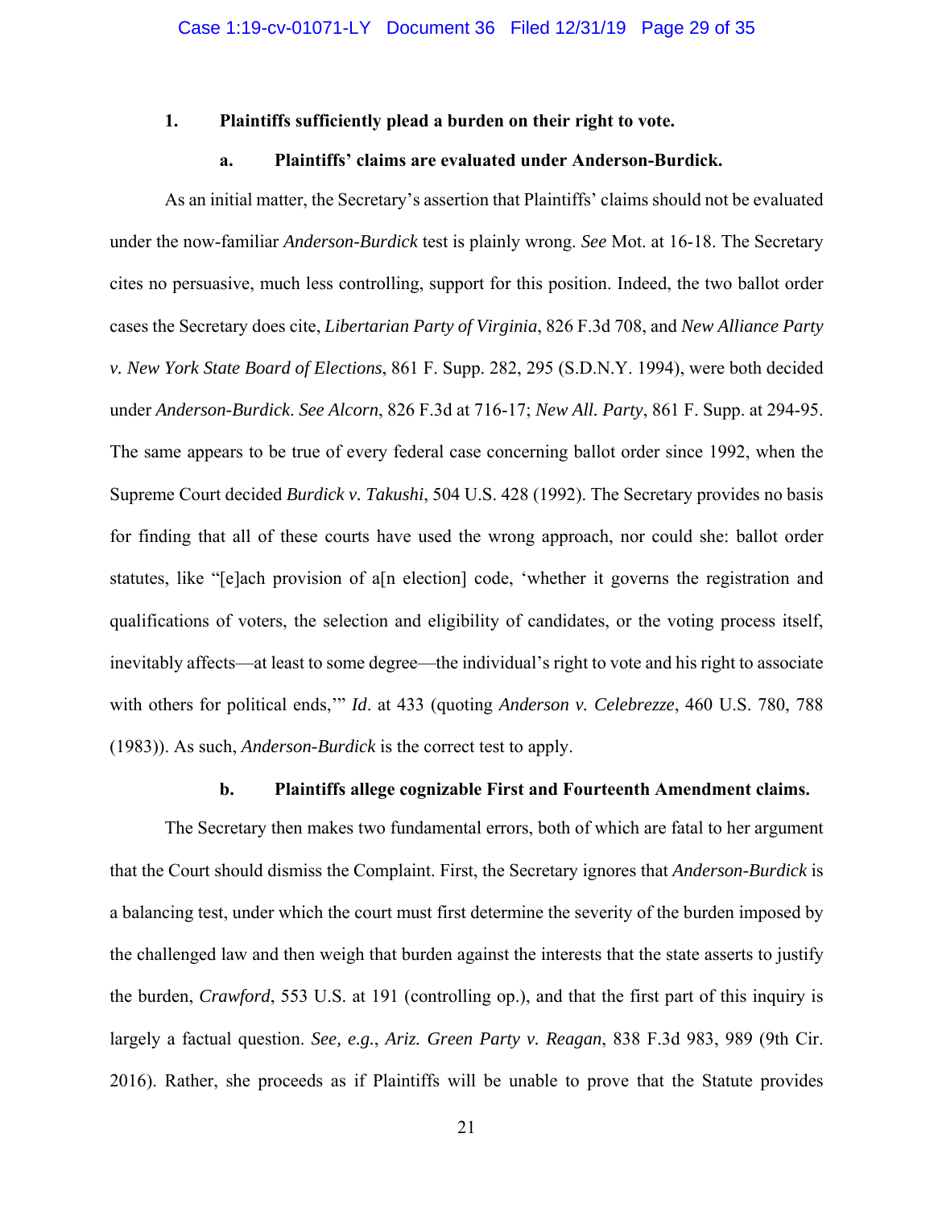### 1. Plaintiffs sufficiently plead a burden on their right to vote.

#### a. Plaintiffs' claims are evaluated under Anderson-Burdick.

As an initial matter, the Secretary's assertion that Plaintiffs' claims should not be evaluated under the now-familiar *Anderson-Burdick* test is plainly wrong. *See* Mot. at 16-18. The Secretary cites no persuasive, much less controlling, support for this position. Indeed, the two ballot order cases the Secretary does cite, *Libertarian Party of Virginia*, 826 F.3d 708, and *New Alliance Party v. New York State Board of Elections*, 861 F. Supp. 282, 295 (S.D.N.Y. 1994), were both decided under *Anderson-Burdick*. *See Alcorn*, 826 F.3d at 716-17; *New All. Party*, 861 F. Supp. at 294-95. The same appears to be true of every federal case concerning ballot order since 1992, when the Supreme Court decided *Burdick v. Takushi*, 504 U.S. 428 (1992). The Secretary provides no basis for finding that all of these courts have used the wrong approach, nor could she: ballot order statutes, like "[e]ach provision of a[n election] code, 'whether it governs the registration and qualifications of voters, the selection and eligibility of candidates, or the voting process itself, inevitably affects—at least to some degree—the individual's right to vote and his right to associate with others for political ends,'" *Id*. at 433 (quoting *Anderson v. Celebrezze*, 460 U.S. 780, 788 (1983)). As such, *Anderson-Burdick* is the correct test to apply.

#### b. Plaintiffs allege cognizable First and Fourteenth Amendment claims.

The Secretary then makes two fundamental errors, both of which are fatal to her argument that the Court should dismiss the Complaint. First, the Secretary ignores that *Anderson-Burdick* is a balancing test, under which the court must first determine the severity of the burden imposed by the challenged law and then weigh that burden against the interests that the state asserts to justify the burden, *Crawford*, 553 U.S. at 191 (controlling op.), and that the first part of this inquiry is largely a factual question. *See, e.g.*, *Ariz. Green Party v. Reagan*, 838 F.3d 983, 989 (9th Cir. 2016). Rather, she proceeds as if Plaintiffs will be unable to prove that the Statute provides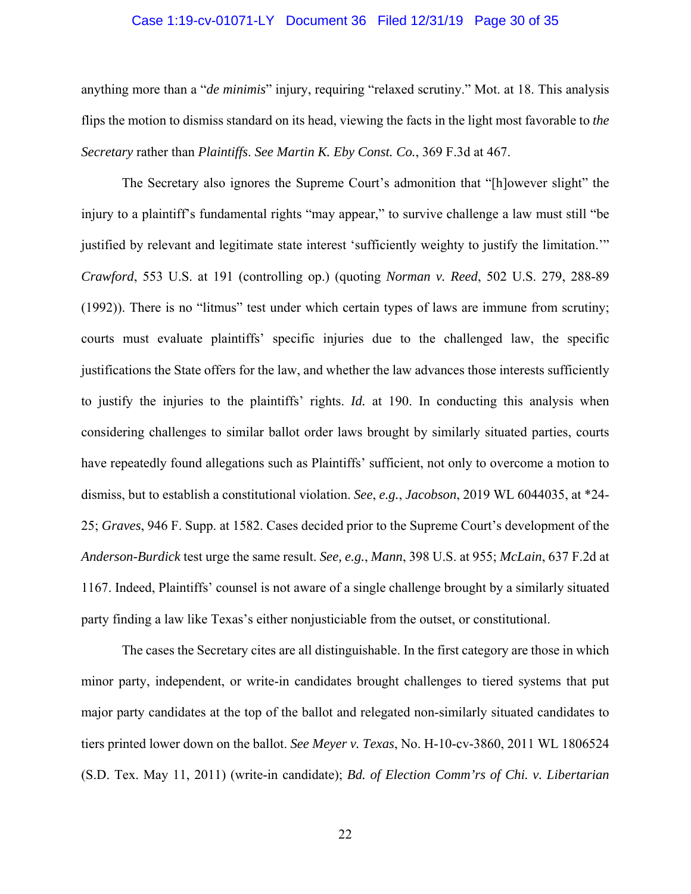anything more than a "*de minimis*" injury, requiring "relaxed scrutiny." Mot. at 18. This analysis flips the motion to dismiss standard on its head, viewing the facts in the light most favorable to *the Secretary* rather than *Plaintiffs*. *See Martin K. Eby Const. Co.*, 369 F.3d at 467.

The Secretary also ignores the Supreme Court's admonition that "[h]owever slight" the injury to a plaintiff's fundamental rights "may appear," to survive challenge a law must still "be justified by relevant and legitimate state interest 'sufficiently weighty to justify the limitation.'" *Crawford*, 553 U.S. at 191 (controlling op.) (quoting *Norman v. Reed*, 502 U.S. 279, 288-89 (1992)). There is no "litmus" test under which certain types of laws are immune from scrutiny; courts must evaluate plaintiffs' specific injuries due to the challenged law, the specific justifications the State offers for the law, and whether the law advances those interests sufficiently to justify the injuries to the plaintiffs' rights. *Id.* at 190. In conducting this analysis when considering challenges to similar ballot order laws brought by similarly situated parties, courts have repeatedly found allegations such as Plaintiffs' sufficient, not only to overcome a motion to dismiss, but to establish a constitutional violation. *See*, *e.g.*, *Jacobson*, 2019 WL 6044035, at *24-25; *Graves*, 946 F. Supp. at 1582. Cases decided prior to the Supreme Court's development of the *Anderson-Burdick* test urge the same result. *See, e.g.*, *Mann*, 398 U.S. at 955; *McLain*, 637 F.2d at 1167. Indeed, Plaintiffs' counsel is not aware of a single challenge brought by a similarly situated party finding a law like Texas's either nonjusticiable from the outset, or constitutional.

The cases the Secretary cites are all distinguishable. In the first category are those in which minor party, independent, or write-in candidates brought challenges to tiered systems that put major party candidates at the top of the ballot and relegated non-similarly situated candidates to tiers printed lower down on the ballot. *See Meyer v. Texas*, No. H-10-cv-3860, 2011 WL 1806524 (S.D. Tex. May 11, 2011) (write-in candidate); *Bd. of Election Comm'rs of Chi. v. Libertarian*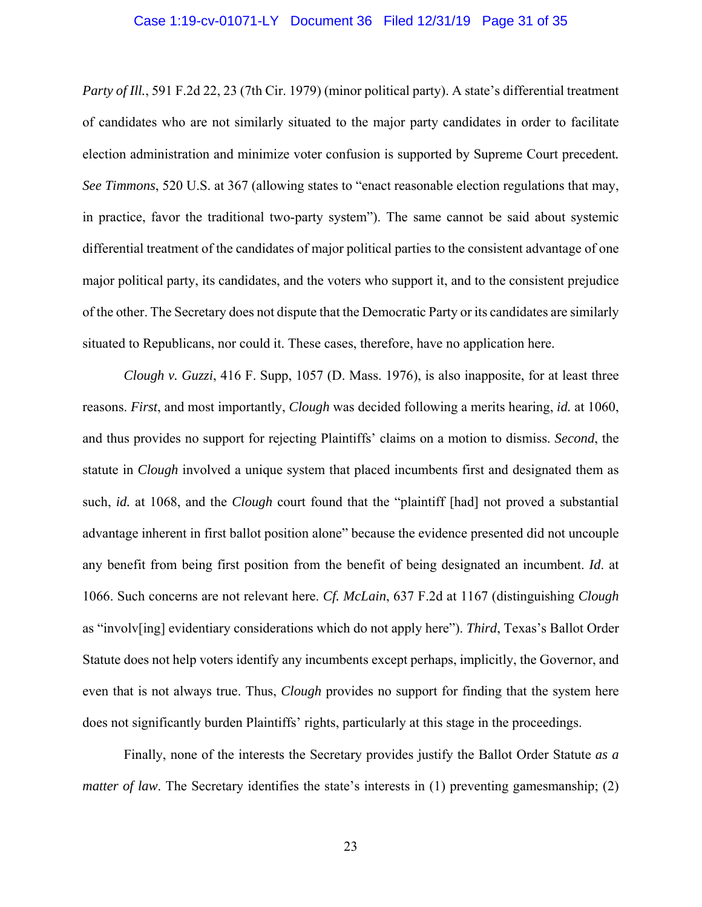*Party of Ill.*, 591 F.2d 22, 23 (7th Cir. 1979) (minor political party). A state's differential treatment of candidates who are not similarly situated to the major party candidates in order to facilitate election administration and minimize voter confusion is supported by Supreme Court precedent. *See Timmons*, 520 U.S. at 367 (allowing states to "enact reasonable election regulations that may, in practice, favor the traditional two-party system"). The same cannot be said about systemic differential treatment of the candidates of major political parties to the consistent advantage of one major political party, its candidates, and the voters who support it, and to the consistent prejudice of the other. The Secretary does not dispute that the Democratic Party or its candidates are similarly situated to Republicans, nor could it. These cases, therefore, have no application here.

*Clough v. Guzzi*, 416 F. Supp, 1057 (D. Mass. 1976), is also inapposite, for at least three reasons. *First*, and most importantly, *Clough* was decided following a merits hearing, *id.* at 1060, and thus provides no support for rejecting Plaintiffs' claims on a motion to dismiss. *Second*, the statute in *Clough* involved a unique system that placed incumbents first and designated them as such, *id.* at 1068, and the *Clough* court found that the "plaintiff [had] not proved a substantial advantage inherent in first ballot position alone" because the evidence presented did not uncouple any benefit from being first position from the benefit of being designated an incumbent. *Id*. at 1066. Such concerns are not relevant here. *Cf. McLain*, 637 F.2d at 1167 (distinguishing *Clough* as "involv[ing] evidentiary considerations which do not apply here"). *Third*, Texas's Ballot Order Statute does not help voters identify any incumbents except perhaps, implicitly, the Governor, and even that is not always true. Thus, *Clough* provides no support for finding that the system here does not significantly burden Plaintiffs' rights, particularly at this stage in the proceedings.

Finally, none of the interests the Secretary provides justify the Ballot Order Statute *as a matter of law*. The Secretary identifies the state's interests in (1) preventing gamesmanship; (2)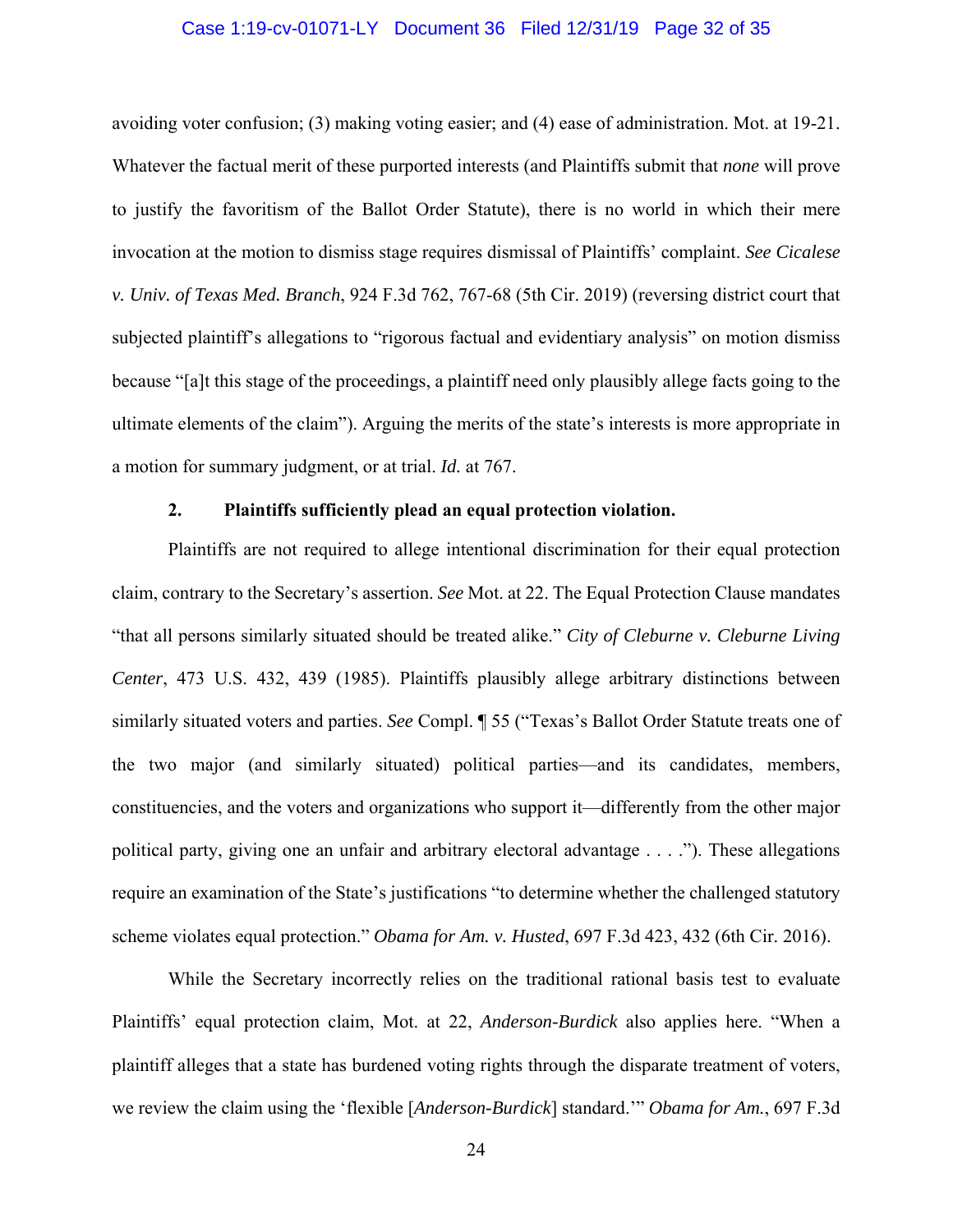avoiding voter confusion; (3) making voting easier; and (4) ease of administration. Mot. at 19-21. Whatever the factual merit of these purported interests (and Plaintiffs submit that *none* will prove to justify the favoritism of the Ballot Order Statute), there is no world in which their mere invocation at the motion to dismiss stage requires dismissal of Plaintiffs' complaint. *See Cicalese v. Univ. of Texas Med. Branch*, 924 F.3d 762, 767-68 (5th Cir. 2019) (reversing district court that subjected plaintiff's allegations to "rigorous factual and evidentiary analysis" on motion dismiss because "[a]t this stage of the proceedings, a plaintiff need only plausibly allege facts going to the ultimate elements of the claim"). Arguing the merits of the state's interests is more appropriate in a motion for summary judgment, or at trial. *Id.* at 767.

**2. Plaintiffs sufficiently plead an equal protection violation.**

Plaintiffs are not required to allege intentional discrimination for their equal protection claim, contrary to the Secretary's assertion. *See* Mot. at 22. The Equal Protection Clause mandates "that all persons similarly situated should be treated alike." *City of Cleburne v. Cleburne Living Center*, 473 U.S. 432, 439 (1985). Plaintiffs plausibly allege arbitrary distinctions between similarly situated voters and parties. *See* Compl. ¶ 55 ("Texas's Ballot Order Statute treats one of the two major (and similarly situated) political parties—and its candidates, members, constituencies, and the voters and organizations who support it—differently from the other major political party, giving one an unfair and arbitrary electoral advantage . . . ."). These allegations require an examination of the State's justifications "to determine whether the challenged statutory scheme violates equal protection." *Obama for Am. v. Husted*, 697 F.3d 423, 432 (6th Cir. 2016).

While the Secretary incorrectly relies on the traditional rational basis test to evaluate Plaintiffs' equal protection claim, Mot. at 22, *Anderson-Burdick* also applies here. "When a plaintiff alleges that a state has burdened voting rights through the disparate treatment of voters, we review the claim using the 'flexible [*Anderson-Burdick*] standard.'" *Obama for Am.*, 697 F.3d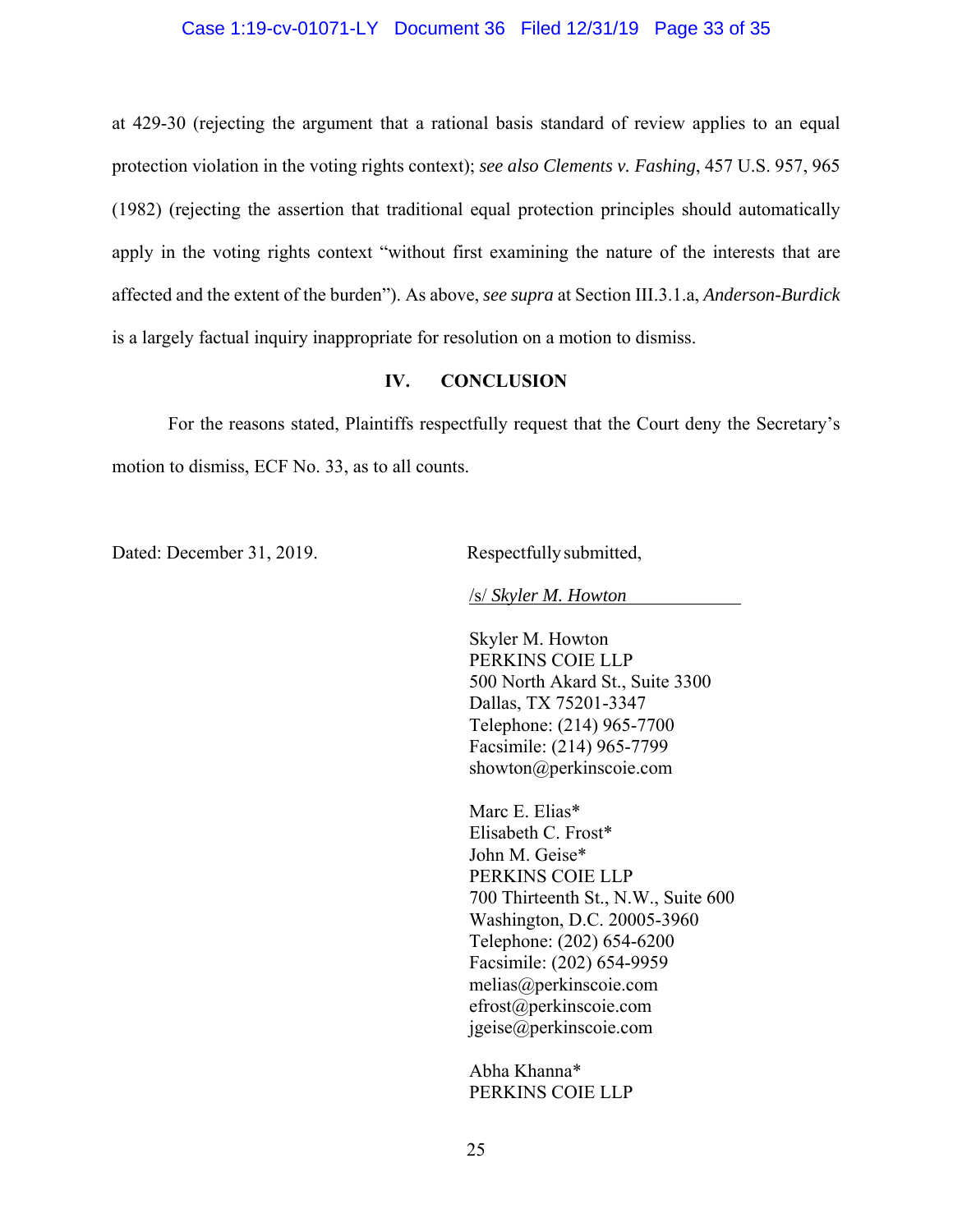at 429-30 (rejecting the argument that a rational basis standard of review applies to an equal protection violation in the voting rights context); *see also Clements v. Fashing*, 457 U.S. 957, 965 (1982) (rejecting the assertion that traditional equal protection principles should automatically apply in the voting rights context "without first examining the nature of the interests that are affected and the extent of the burden"). As above, *see supra* at Section III.3.1.a, *Anderson-Burdick* is a largely factual inquiry inappropriate for resolution on a motion to dismiss.

## IV. CONCLUSION

For the reasons stated, Plaintiffs respectfully request that the Court deny the Secretary's motion to dismiss, ECF No. 33, as to all counts.

Dated: December 31, 2019.

Respectfully submitted,

/s/ *Skyler M. Howton*

Skyler M. Howton
PERKINS COIE LLP
500 North Akard St., Suite 3300
Dallas, TX 75201-3347
Telephone: (214) 965-7700
Facsimile: (214) 965-7799
showton@perkinscoie.com

Marc E. Elias*
Elisabeth C. Frost*
John M. Geise*
PERKINS COIE LLP
700 Thirteenth St., N.W., Suite 600
Washington, D.C. 20005-3960
Telephone: (202) 654-6200
Facsimile: (202) 654-9959
melias@perkinscoie.com
efrost@perkinscoie.com
jgeise@perkinscoie.com

Abha Khanna*
PERKINS COIE LLP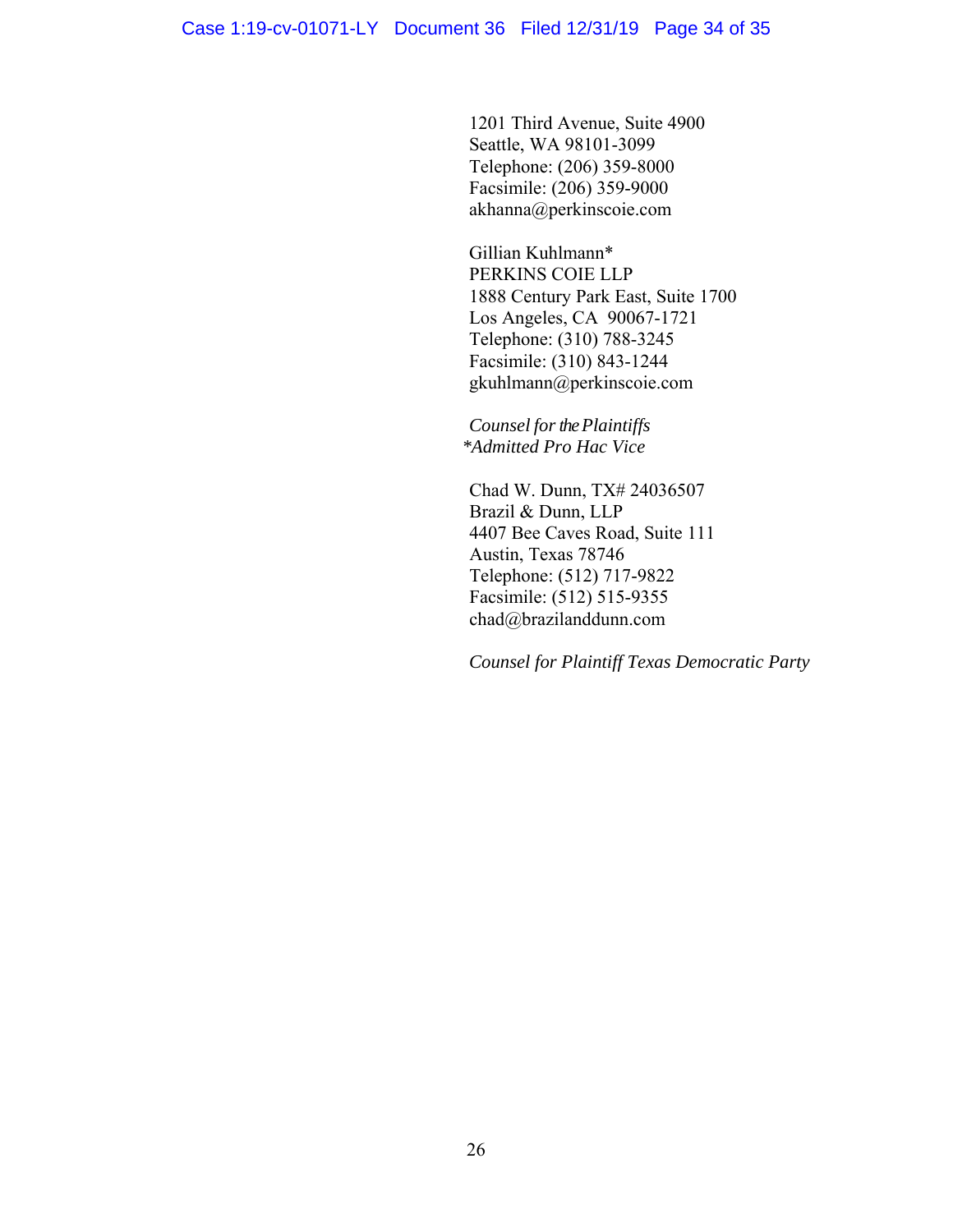1201 Third Avenue, Suite 4900
Seattle, WA 98101-3099
Telephone: (206) 359-8000
Facsimile: (206) 359-9000
akhanna@perkinscoie.com

Gillian Kuhlmann*
PERKINS COIE LLP
1888 Century Park East, Suite 1700
Los Angeles, CA 90067-1721
Telephone: (310) 788-3245
Facsimile: (310) 843-1244
gkuhlmann@perkinscoie.com

*Counsel for the Plaintiffs*
**Admitted Pro Hac Vice*

Chad W. Dunn, TX# 24036507
Brazil & Dunn, LLP
4407 Bee Caves Road, Suite 111
Austin, Texas 78746
Telephone: (512) 717-9822
Facsimile: (512) 515-9355
chad@brazilanddunn.com

*Counsel for Plaintiff Texas Democratic Party*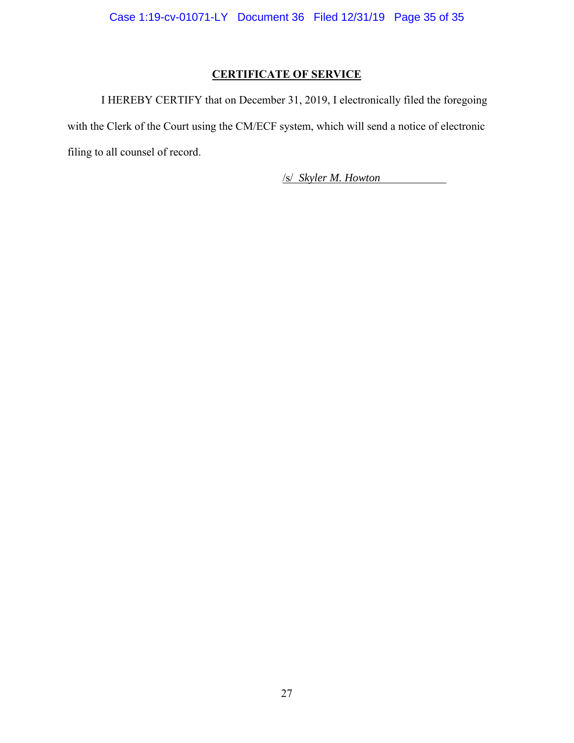## CERTIFICATE OF SERVICE

I HEREBY CERTIFY that on December 31, 2019, I electronically filed the foregoing with the Clerk of the Court using the CM/ECF system, which will send a notice of electronic filing to all counsel of record.

/s/ *Skyler M. Howton*